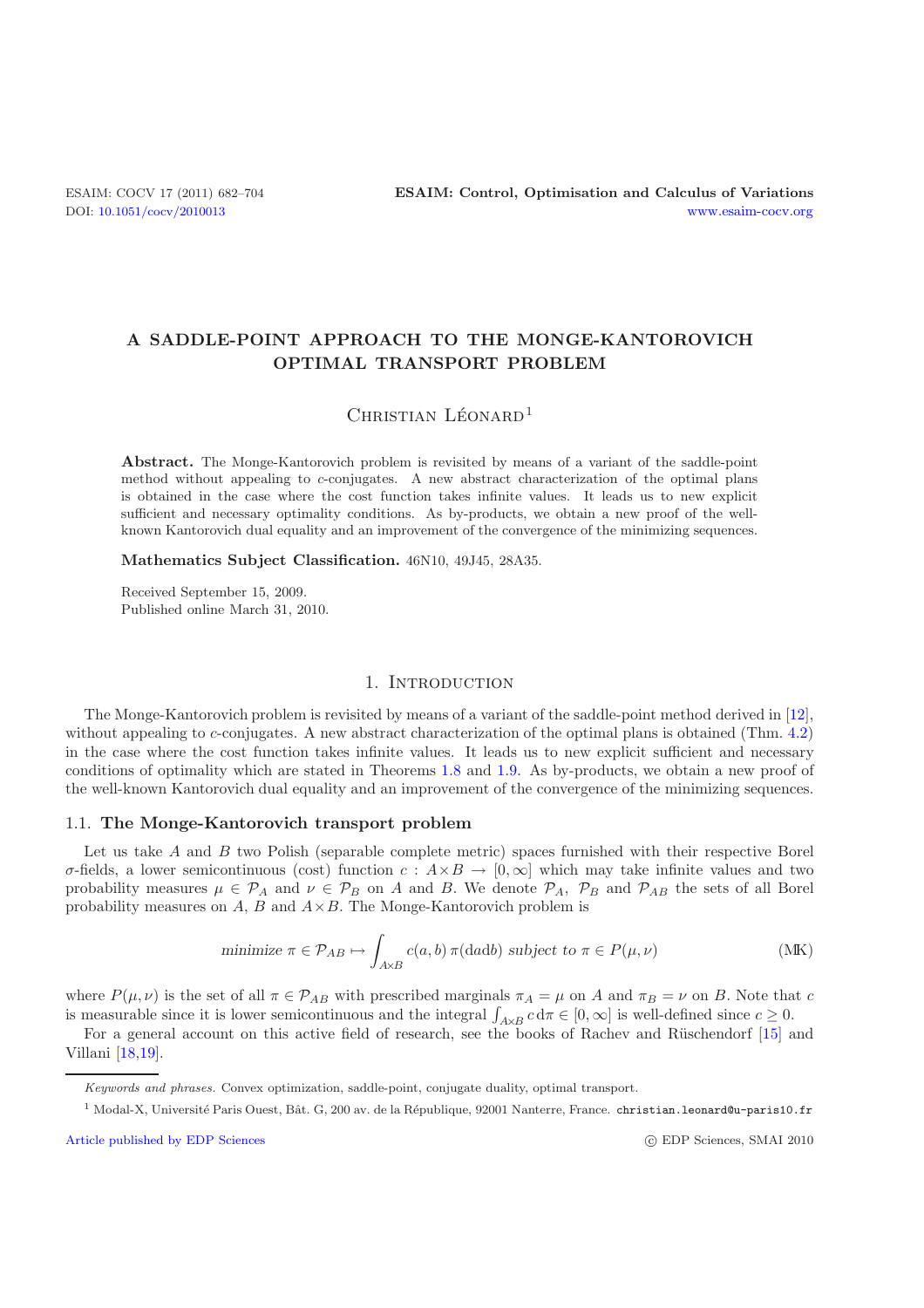# A SADDLE-POINT APPROACH TO THE MONGE-KANTOROVICH OPTIMAL TRANSPORT PROBLEM

Christian Léonard[1]

**Abstract.** The Monge-Kantorovich problem is revisited by means of a variant of the saddle-point method without appealing to $c$-conjugates. A new abstract characterization of the optimal plans is obtained in the case where the cost function takes infinite values. It leads us to new explicit sufficient and necessary optimality conditions. As by-products, we obtain a new proof of the well-known Kantorovich dual equality and an improvement of the convergence of the minimizing sequences.

**Mathematics Subject Classification.** 46N10, 49J45, 28A35.

Received September 15, 2009.
Published online March 31, 2010.

## 1. Introduction

The Monge-Kantorovich problem is revisited by means of a variant of the saddle-point method derived in [12], without appealing to $c$-conjugates. A new abstract characterization of the optimal plans is obtained (Thm. 4.2) in the case where the cost function takes infinite values. It leads us to new explicit sufficient and necessary conditions of optimality which are stated in Theorems 1.8 and 1.9. As by-products, we obtain a new proof of the well-known Kantorovich dual equality and an improvement of the convergence of the minimizing sequences.

### 1.1. The Monge-Kantorovich transport problem

Let us take $A$ and $B$ two Polish (separable complete metric) spaces furnished with their respective Borel $\sigma$-fields, a lower semicontinuous (cost) function $c : A\times B \to [0,\infty]$ which may take infinite values and two probability measures $\mu \in \mathcal{P}_A$ and $\nu \in \mathcal{P}_B$ on $A$ and $B$. We denote $\mathcal{P}_A$, $\mathcal{P}_B$ and $\mathcal{P}_{AB}$ the sets of all Borel probability measures on $A$, $B$ and $A\times B$. The Monge-Kantorovich problem is

$$\textit{minimize } \pi \in \mathcal{P}_{AB} \mapsto \int_{A\times B} c(a,b)\, \pi(\mathrm{d}a\mathrm{d}b) \textit{ subject to } \pi \in P(\mu,\nu) \tag{MK}$$

where $P(\mu,\nu)$ is the set of all $\pi \in \mathcal{P}_{AB}$ with prescribed marginals $\pi_A = \mu$ on $A$ and $\pi_B = \nu$ on $B$. Note that $c$ is measurable since it is lower semicontinuous and the integral $\int_{A\times B} c\,\mathrm{d}\pi \in [0,\infty]$ is well-defined since $c \geq 0$.

For a general account on this active field of research, see the books of Rachev and Rüschendorf [15] and Villani [18,19].

*Keywords and phrases.* Convex optimization, saddle-point, conjugate duality, optimal transport.

[1] Modal-X, Université Paris Ouest, Bât. G, 200 av. de la République, 92001 Nanterre, France. christian.leonard@u-paris10.fr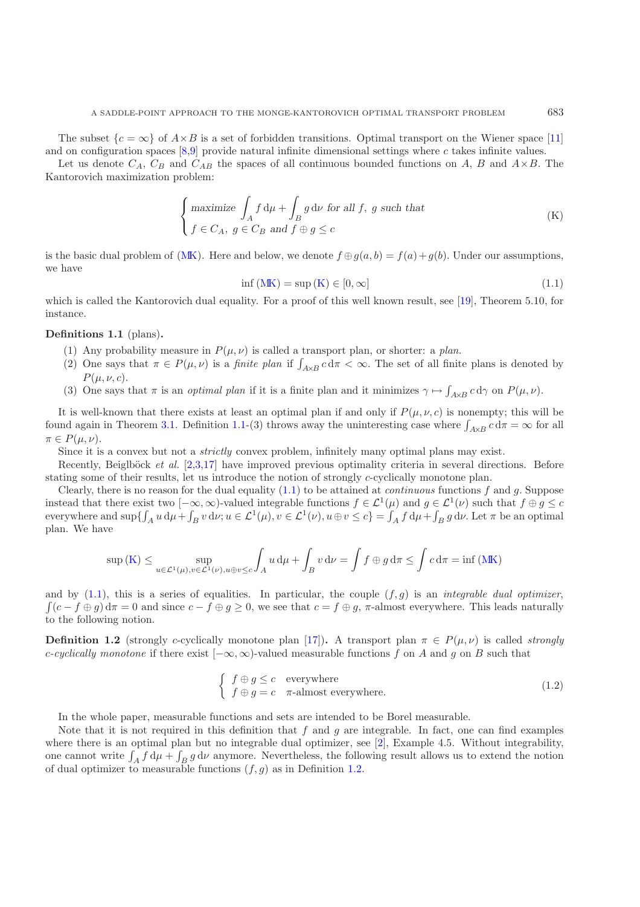The subset $\{c = \infty\}$ of $A \times B$ is a set of forbidden transitions. Optimal transport on the Wiener space [11] and on configuration spaces [8,9] provide natural infinite dimensional settings where $c$ takes infinite values.

Let us denote $C_A$, $C_B$ and $C_{AB}$ the spaces of all continuous bounded functions on $A$, $B$ and $A \times B$. The Kantorovich maximization problem:

$$\begin{cases} \text{maximize } \int_A f \,\mathrm{d}\mu + \int_B g \,\mathrm{d}\nu \text{ for all } f,\ g \text{ such that} \\ f \in C_A,\ g \in C_B \text{ and } f \oplus g \le c \end{cases} \tag{K}$$

is the basic dual problem of (MK). Here and below, we denote $f \oplus g(a, b) = f(a) + g(b)$. Under our assumptions, we have

$$\inf \text{(MK)} = \sup \text{(K)} \in [0, \infty] \tag{1.1}$$

which is called the Kantorovich dual equality. For a proof of this well known result, see [19], Theorem 5.10, for instance.

**Definitions 1.1** (plans)**.**

1. Any probability measure in $P(\mu, \nu)$ is called a transport plan, or shorter: a *plan*.
2. One says that $\pi \in P(\mu, \nu)$ is a *finite plan* if $\int_{A\times B} c \,\mathrm{d}\pi < \infty$. The set of all finite plans is denoted by $P(\mu, \nu, c)$.
3. One says that $\pi$ is an *optimal plan* if it is a finite plan and it minimizes $\gamma \mapsto \int_{A\times B} c \,\mathrm{d}\gamma$ on $P(\mu, \nu)$.

It is well-known that there exists at least an optimal plan if and only if $P(\mu, \nu, c)$ is nonempty; this will be found again in Theorem 3.1. Definition 1.1-(3) throws away the uninteresting case where $\int_{A\times B} c \,\mathrm{d}\pi = \infty$ for all $\pi \in P(\mu, \nu)$.

Since it is a convex but not a *strictly* convex problem, infinitely many optimal plans may exist.

Recently, Beiglböck *et al.* [2,3,17] have improved previous optimality criteria in several directions. Before stating some of their results, let us introduce the notion of strongly $c$-cyclically monotone plan.

Clearly, there is no reason for the dual equality (1.1) to be attained at *continuous* functions $f$ and $g$. Suppose instead that there exist two $[-\infty, \infty)$-valued integrable functions $f \in \mathcal{L}^1(\mu)$ and $g \in \mathcal{L}^1(\nu)$ such that $f \oplus g \le c$ everywhere and $\sup\{\int_A u \,\mathrm{d}\mu + \int_B v \,\mathrm{d}\nu;\ u \in \mathcal{L}^1(\mu), v \in \mathcal{L}^1(\nu), u \oplus v \le c\} = \int_A f \,\mathrm{d}\mu + \int_B g \,\mathrm{d}\nu$. Let $\pi$ be an optimal plan. We have

$$\sup \text{(K)} \le \sup_{u \in \mathcal{L}^1(\mu), v \in \mathcal{L}^1(\nu), u \oplus v \le c} \int_A u \,\mathrm{d}\mu + \int_B v \,\mathrm{d}\nu = \int f \oplus g \,\mathrm{d}\pi \le \int c \,\mathrm{d}\pi = \inf \text{(MK)}$$

and by (1.1), this is a series of equalities. In particular, the couple $(f, g)$ is an *integrable dual optimizer*, $\int (c - f \oplus g) \,\mathrm{d}\pi = 0$ and since $c - f \oplus g \ge 0$, we see that $c = f \oplus g$, $\pi$-almost everywhere. This leads naturally to the following notion.

**Definition 1.2** (strongly $c$-cyclically monotone plan [17])**.** A transport plan $\pi \in P(\mu, \nu)$ is called *strongly $c$-cyclically monotone* if there exist $[-\infty, \infty)$-valued measurable functions $f$ on $A$ and $g$ on $B$ such that

$$\begin{cases} f \oplus g \le c & \text{everywhere} \\ f \oplus g = c & \pi\text{-almost everywhere.} \end{cases} \tag{1.2}$$

In the whole paper, measurable functions and sets are intended to be Borel measurable.

Note that it is not required in this definition that $f$ and $g$ are integrable. In fact, one can find examples where there is an optimal plan but no integrable dual optimizer, see [2], Example 4.5. Without integrability, one cannot write $\int_A f \,\mathrm{d}\mu + \int_B g \,\mathrm{d}\nu$ anymore. Nevertheless, the following result allows us to extend the notion of dual optimizer to measurable functions $(f, g)$ as in Definition 1.2.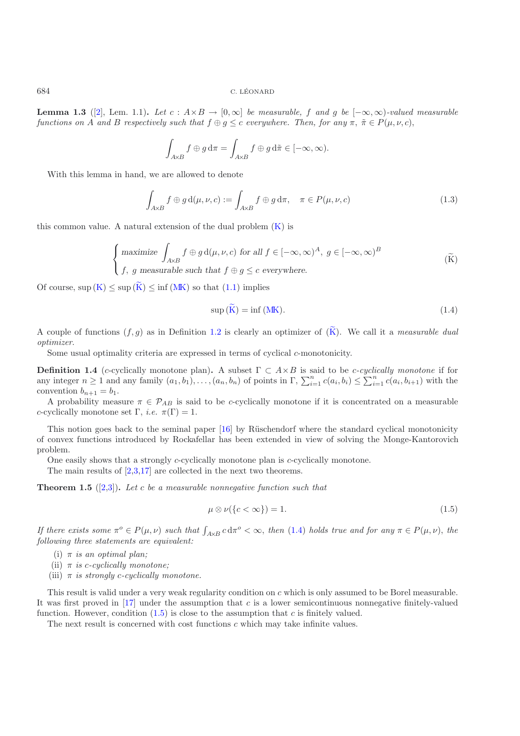**Lemma 1.3** ([2], Lem. 1.1)**.** *Let $c : A\times B \to [0,\infty]$ be measurable, $f$ and $g$ be $[-\infty,\infty)$-valued measurable functions on $A$ and $B$ respectively such that $f \oplus g \le c$ everywhere. Then, for any $\pi$, $\tilde\pi \in P(\mu,\nu,c)$,*

$$\int_{A\times B} f\oplus g \,\mathrm{d}\pi = \int_{A\times B} f\oplus g\,\mathrm{d}\tilde\pi \in [-\infty,\infty).$$

With this lemma in hand, we are allowed to denote

$$\int_{A\times B} f\oplus g\,\mathrm{d}(\mu,\nu,c) := \int_{A\times B} f\oplus g\,\mathrm{d}\pi, \quad \pi\in P(\mu,\nu,c) \tag{1.3}$$

this common value. A natural extension of the dual problem (K) is

$$\begin{cases} \text{maximize } \displaystyle\int_{A\times B} f\oplus g\,\mathrm{d}(\mu,\nu,c) \text{ for all } f\in[-\infty,\infty)^A,\ g\in[-\infty,\infty)^B \\ f,\ g \text{ measurable such that } f\oplus g\le c \text{ everywhere.}\end{cases} \tag{$\widetilde{\mathrm{K}}$}$$

Of course, $\sup(\mathrm{K}) \le \sup(\widetilde{\mathrm{K}}) \le \inf(\mathrm{MK})$ so that (1.1) implies

$$\sup(\widetilde{\mathrm{K}}) = \inf(\mathrm{MK}). \tag{1.4}$$

A couple of functions $(f,g)$ as in Definition 1.2 is clearly an optimizer of $(\widetilde{\mathrm{K}})$. We call it a *measurable dual optimizer.*

Some usual optimality criteria are expressed in terms of cyclical $c$-monotonicity.

**Definition 1.4** ($c$-cyclically monotone plan)**.** A subset $\Gamma\subset A\times B$ is said to be *$c$-cyclically monotone* if for any integer $n\ge 1$ and any family $(a_1,b_1),\dots,(a_n,b_n)$ of points in $\Gamma$, $\sum_{i=1}^n c(a_i,b_i)\le\sum_{i=1}^n c(a_i,b_{i+1})$ with the convention $b_{n+1}=b_1$.

A probability measure $\pi\in\mathcal{P}_{AB}$ is said to be $c$-cyclically monotone if it is concentrated on a measurable $c$-cyclically monotone set $\Gamma$, *i.e.* $\pi(\Gamma)=1$.

This notion goes back to the seminal paper [16] by Rüschendorf where the standard cyclical monotonicity of convex functions introduced by Rockafellar has been extended in view of solving the Monge-Kantorovich problem.

One easily shows that a strongly $c$-cyclically monotone plan is $c$-cyclically monotone.

The main results of [2,3,17] are collected in the next two theorems.

**Theorem 1.5** ([2,3])**.** *Let $c$ be a measurable nonnegative function such that*

$$\mu\otimes\nu(\{c<\infty\})=1. \tag{1.5}$$

*If there exists some $\pi^o\in P(\mu,\nu)$ such that $\int_{A\times B} c\,\mathrm{d}\pi^o<\infty$, then (1.4) holds true and for any $\pi\in P(\mu,\nu)$, the following three statements are equivalent:*

- (i) *$\pi$ is an optimal plan;*
- (ii) *$\pi$ is $c$-cyclically monotone;*
- (iii) *$\pi$ is strongly $c$-cyclically monotone.*

This result is valid under a very weak regularity condition on $c$ which is only assumed to be Borel measurable. It was first proved in [17] under the assumption that $c$ is a lower semicontinuous nonnegative finitely-valued function. However, condition (1.5) is close to the assumption that $c$ is finitely valued.

The next result is concerned with cost functions $c$ which may take infinite values.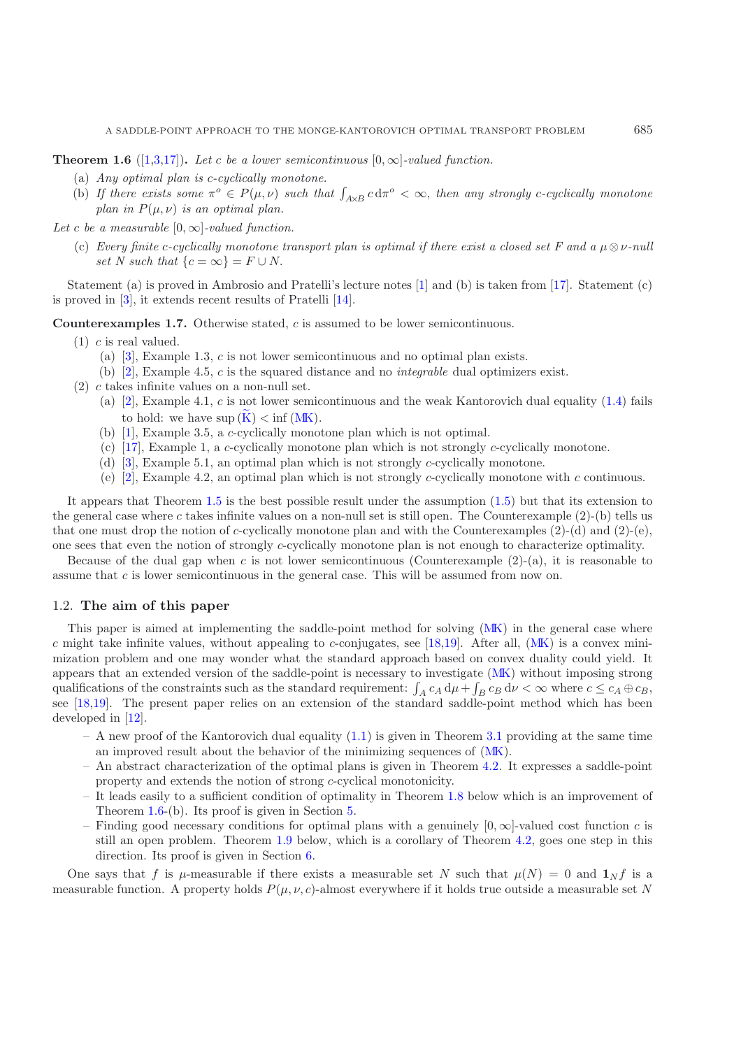**Theorem 1.6** ([1,3,17])**.** *Let $c$ be a lower semicontinuous $[0,\infty]$-valued function.*

(a) *Any optimal plan is $c$-cyclically monotone.*

(b) *If there exists some $\pi^o \in P(\mu,\nu)$ such that $\int_{A\times B} c\,\mathrm{d}\pi^o < \infty$, then any strongly $c$-cyclically monotone plan in $P(\mu,\nu)$ is an optimal plan.*

*Let $c$ be a measurable $[0,\infty]$-valued function.*

(c) *Every finite $c$-cyclically monotone transport plan is optimal if there exist a closed set $F$ and a $\mu\otimes\nu$-null set $N$ such that $\{c=\infty\} = F \cup N$.*

Statement (a) is proved in Ambrosio and Pratelli's lecture notes [1] and (b) is taken from [17]. Statement (c) is proved in [3], it extends recent results of Pratelli [14].

**Counterexamples 1.7.** Otherwise stated, $c$ is assumed to be lower semicontinuous.

(1) $c$ is real valued.
  - (a) [3], Example 1.3, $c$ is not lower semicontinuous and no optimal plan exists.
  - (b) [2], Example 4.5, $c$ is the squared distance and no *integrable* dual optimizers exist.

(2) $c$ takes infinite values on a non-null set.
  - (a) [2], Example 4.1, $c$ is not lower semicontinuous and the weak Kantorovich dual equality (1.4) fails to hold: we have $\sup(\widetilde{\mathrm{K}}) < \inf(\mathrm{MK})$.
  - (b) [1], Example 3.5, a $c$-cyclically monotone plan which is not optimal.
  - (c) [17], Example 1, a $c$-cyclically monotone plan which is not strongly $c$-cyclically monotone.
  - (d) [3], Example 5.1, an optimal plan which is not strongly $c$-cyclically monotone.
  - (e) [2], Example 4.2, an optimal plan which is not strongly $c$-cyclically monotone with $c$ continuous.

It appears that Theorem 1.5 is the best possible result under the assumption (1.5) but that its extension to the general case where $c$ takes infinite values on a non-null set is still open. The Counterexample (2)-(b) tells us that one must drop the notion of $c$-cyclically monotone plan and with the Counterexamples (2)-(d) and (2)-(e), one sees that even the notion of strongly $c$-cyclically monotone plan is not enough to characterize optimality.

Because of the dual gap when $c$ is not lower semicontinuous (Counterexample (2)-(a), it is reasonable to assume that $c$ is lower semicontinuous in the general case. This will be assumed from now on.

## 1.2. The aim of this paper

This paper is aimed at implementing the saddle-point method for solving (MK) in the general case where $c$ might take infinite values, without appealing to $c$-conjugates, see [18,19]. After all, (MK) is a convex minimization problem and one may wonder what the standard approach based on convex duality could yield. It appears that an extended version of the saddle-point is necessary to investigate (MK) without imposing strong qualifications of the constraints such as the standard requirement: $\int_A c_A\,\mathrm{d}\mu + \int_B c_B\,\mathrm{d}\nu < \infty$ where $c \le c_A \oplus c_B$, see [18,19]. The present paper relies on an extension of the standard saddle-point method which has been developed in [12].

- A new proof of the Kantorovich dual equality (1.1) is given in Theorem 3.1 providing at the same time an improved result about the behavior of the minimizing sequences of (MK).
- An abstract characterization of the optimal plans is given in Theorem 4.2. It expresses a saddle-point property and extends the notion of strong $c$-cyclical monotonicity.
- It leads easily to a sufficient condition of optimality in Theorem 1.8 below which is an improvement of Theorem 1.6-(b). Its proof is given in Section 5.
- Finding good necessary conditions for optimal plans with a genuinely $[0,\infty]$-valued cost function $c$ is still an open problem. Theorem 1.9 below, which is a corollary of Theorem 4.2, goes one step in this direction. Its proof is given in Section 6.

One says that $f$ is $\mu$-measurable if there exists a measurable set $N$ such that $\mu(N) = 0$ and $\mathbf{1}_N f$ is a measurable function. A property holds $P(\mu,\nu,c)$-almost everywhere if it holds true outside a measurable set $N$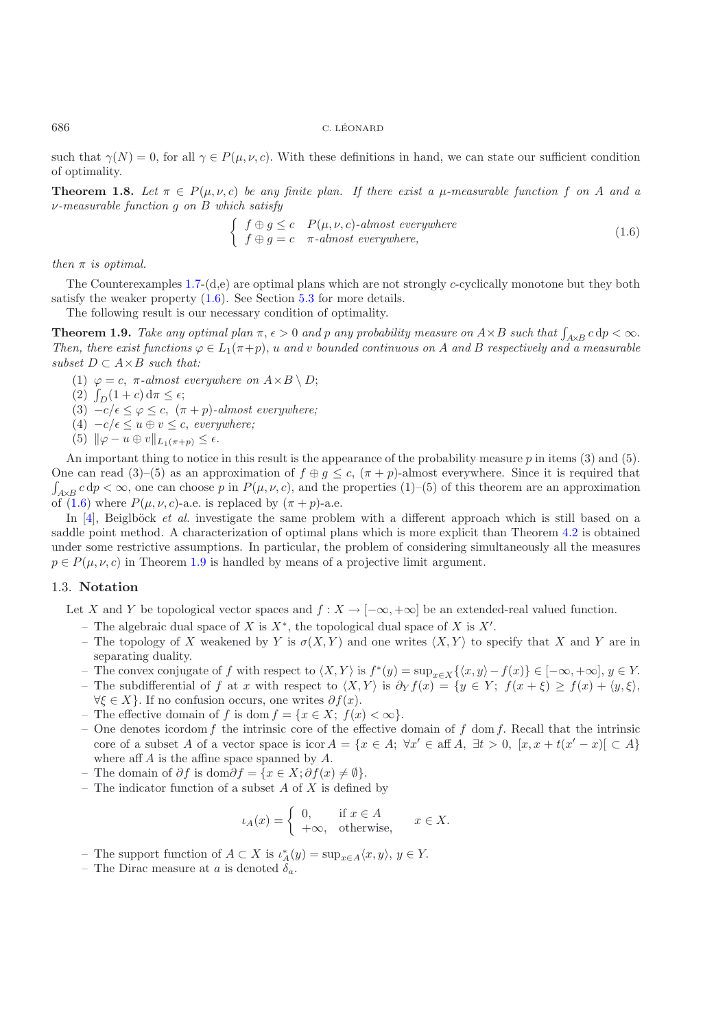such that $\gamma(N) = 0$, for all $\gamma \in P(\mu, \nu, c)$. With these definitions in hand, we can state our sufficient condition of optimality.

**Theorem 1.8.** *Let $\pi \in P(\mu, \nu, c)$ be any finite plan. If there exist a $\mu$-measurable function $f$ on $A$ and a $\nu$-measurable function $g$ on $B$ which satisfy*

$$\begin{cases} f \oplus g \leq c & P(\mu, \nu, c)\text{-almost everywhere} \\ f \oplus g = c & \pi\text{-almost everywhere,} \end{cases} \tag{1.6}$$

*then $\pi$ is optimal.*

The Counterexamples 1.7-(d,e) are optimal plans which are not strongly $c$-cyclically monotone but they both satisfy the weaker property (1.6). See Section 5.3 for more details.

The following result is our necessary condition of optimality.

**Theorem 1.9.** *Take any optimal plan $\pi$, $\epsilon > 0$ and $p$ any probability measure on $A \times B$ such that $\int_{A \times B} c \, \mathrm{d}p < \infty$. Then, there exist functions $\varphi \in L_1(\pi + p)$, $u$ and $v$ bounded continuous on $A$ and $B$ respectively and a measurable subset $D \subset A \times B$ such that:*

1. *$\varphi = c$, $\pi$-almost everywhere on $A \times B \setminus D$;*
2. *$\int_D (1 + c) \, \mathrm{d}\pi \leq \epsilon$;*
3. *$-c/\epsilon \leq \varphi \leq c$, $(\pi + p)$-almost everywhere;*
4. *$-c/\epsilon \leq u \oplus v \leq c$, everywhere;*
5. *$\|\varphi - u \oplus v\|_{L_1(\pi+p)} \leq \epsilon$.*

An important thing to notice in this result is the appearance of the probability measure $p$ in items (3) and (5). One can read (3)–(5) as an approximation of $f \oplus g \leq c$, $(\pi + p)$-almost everywhere. Since it is required that $\int_{A \times B} c \, \mathrm{d}p < \infty$, one can choose $p$ in $P(\mu, \nu, c)$, and the properties (1)–(5) of this theorem are an approximation of (1.6) where $P(\mu, \nu, c)$-a.e. is replaced by $(\pi + p)$-a.e.

In [4], Beiglböck *et al.* investigate the same problem with a different approach which is still based on a saddle point method. A characterization of optimal plans which is more explicit than Theorem 4.2 is obtained under some restrictive assumptions. In particular, the problem of considering simultaneously all the measures $p \in P(\mu, \nu, c)$ in Theorem 1.9 is handled by means of a projective limit argument.

### 1.3. Notation

Let $X$ and $Y$ be topological vector spaces and $f : X \to [-\infty, +\infty]$ be an extended-real valued function.

- The algebraic dual space of $X$ is $X^*$, the topological dual space of $X$ is $X'$.
- The topology of $X$ weakened by $Y$ is $\sigma(X, Y)$ and one writes $\langle X, Y \rangle$ to specify that $X$ and $Y$ are in separating duality.
- The convex conjugate of $f$ with respect to $\langle X, Y \rangle$ is $f^*(y) = \sup_{x \in X} \{\langle x, y \rangle - f(x)\} \in [-\infty, +\infty]$, $y \in Y$.
- The subdifferential of $f$ at $x$ with respect to $\langle X, Y \rangle$ is $\partial_Y f(x) = \{y \in Y;\ f(x + \xi) \geq f(x) + \langle y, \xi \rangle,\ \forall \xi \in X\}$. If no confusion occurs, one writes $\partial f(x)$.
- The effective domain of $f$ is $\operatorname{dom} f = \{x \in X;\ f(x) < \infty\}$.
- One denotes $\operatorname{icordom} f$ the intrinsic core of the effective domain of $f$ $\operatorname{dom} f$. Recall that the intrinsic core of a subset $A$ of a vector space is $\operatorname{icor} A = \{x \in A;\ \forall x' \in \operatorname{aff} A,\ \exists t > 0,\ [x, x + t(x' - x)[ \subset A\}$ where $\operatorname{aff} A$ is the affine space spanned by $A$.
- The domain of $\partial f$ is $\operatorname{dom} \partial f = \{x \in X; \partial f(x) \neq \emptyset\}$.
- The indicator function of a subset $A$ of $X$ is defined by

$$\iota_A(x) = \begin{cases} 0, & \text{if } x \in A \\ +\infty, & \text{otherwise,} \end{cases} \qquad x \in X.$$

- The support function of $A \subset X$ is $\iota_A^*(y) = \sup_{x \in A} \langle x, y \rangle$, $y \in Y$.
- The Dirac measure at $a$ is denoted $\delta_a$.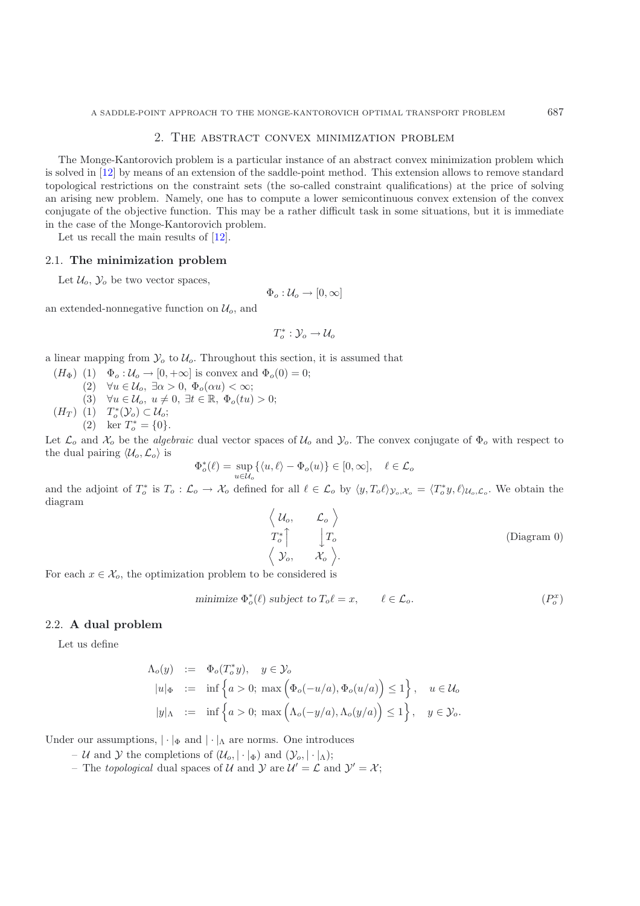## 2. The abstract convex minimization problem

The Monge-Kantorovich problem is a particular instance of an abstract convex minimization problem which is solved in [12] by means of an extension of the saddle-point method. This extension allows to remove standard topological restrictions on the constraint sets (the so-called constraint qualifications) at the price of solving an arising new problem. Namely, one has to compute a lower semicontinuous convex extension of the convex conjugate of the objective function. This may be a rather difficult task in some situations, but it is immediate in the case of the Monge-Kantorovich problem.

Let us recall the main results of [12].

### 2.1. **The minimization problem**

Let $\mathcal{U}_o$, $\mathcal{Y}_o$ be two vector spaces,

$$\Phi_o : \mathcal{U}_o \to [0, \infty]$$

an extended-nonnegative function on $\mathcal{U}_o$, and

$$T_o^* : \mathcal{Y}_o \to \mathcal{U}_o$$

a linear mapping from $\mathcal{Y}_o$ to $\mathcal{U}_o$. Throughout this section, it is assumed that

$(H_\Phi)$ (1) $\Phi_o : \mathcal{U}_o \to [0, +\infty]$ is convex and $\Phi_o(0) = 0$;
(2) $\forall u \in \mathcal{U}_o,\ \exists \alpha > 0,\ \Phi_o(\alpha u) < \infty$;
(3) $\forall u \in \mathcal{U}_o,\ u \neq 0,\ \exists t \in \mathbb{R},\ \Phi_o(tu) > 0$;

$(H_T)$ (1) $T_o^*(\mathcal{Y}_o) \subset \mathcal{U}_o$;
(2) $\ker T_o^* = \{0\}$.

Let $\mathcal{L}_o$ and $\mathcal{X}_o$ be the *algebraic* dual vector spaces of $\mathcal{U}_o$ and $\mathcal{Y}_o$. The convex conjugate of $\Phi_o$ with respect to the dual pairing $\langle \mathcal{U}_o, \mathcal{L}_o \rangle$ is

$$\Phi_o^*(\ell) = \sup_{u \in \mathcal{U}_o} \{\langle u, \ell \rangle - \Phi_o(u)\} \in [0, \infty], \quad \ell \in \mathcal{L}_o$$

and the adjoint of $T_o^*$ is $T_o : \mathcal{L}_o \to \mathcal{X}_o$ defined for all $\ell \in \mathcal{L}_o$ by $\langle y, T_o \ell \rangle_{\mathcal{Y}_o, \mathcal{X}_o} = \langle T_o^* y, \ell \rangle_{\mathcal{U}_o, \mathcal{L}_o}$. We obtain the diagram

$$\begin{array}{ccc} \Big\langle\ \mathcal{U}_o, & & \mathcal{L}_o\ \Big\rangle \\ T_o^* \Big\uparrow & & \Big\downarrow T_o \\ \Big\langle\ \mathcal{Y}_o, & & \mathcal{X}_o\ \Big\rangle. \end{array} \qquad \text{(Diagram 0)}$$

For each $x \in \mathcal{X}_o$, the optimization problem to be considered is

$$\textit{minimize } \Phi_o^*(\ell) \textit{ subject to } T_o \ell = x, \qquad \ell \in \mathcal{L}_o. \qquad (P_o^x)$$

### 2.2. **A dual problem**

Let us define

$$\begin{aligned} \Lambda_o(y) &:= \Phi_o(T_o^* y), \quad y \in \mathcal{Y}_o \\ |u|_\Phi &:= \inf\Big\{a > 0;\ \max\Big(\Phi_o(-u/a), \Phi_o(u/a)\Big) \leq 1\Big\}, \quad u \in \mathcal{U}_o \\ |y|_\Lambda &:= \inf\Big\{a > 0;\ \max\Big(\Lambda_o(-y/a), \Lambda_o(y/a)\Big) \leq 1\Big\}, \quad y \in \mathcal{Y}_o. \end{aligned}$$

Under our assumptions, $|\cdot|_\Phi$ and $|\cdot|_\Lambda$ are norms. One introduces

- $\mathcal{U}$ and $\mathcal{Y}$ the completions of $(\mathcal{U}_o, |\cdot|_\Phi)$ and $(\mathcal{Y}_o, |\cdot|_\Lambda)$;
- The *topological* dual spaces of $\mathcal{U}$ and $\mathcal{Y}$ are $\mathcal{U}' = \mathcal{L}$ and $\mathcal{Y}' = \mathcal{X}$;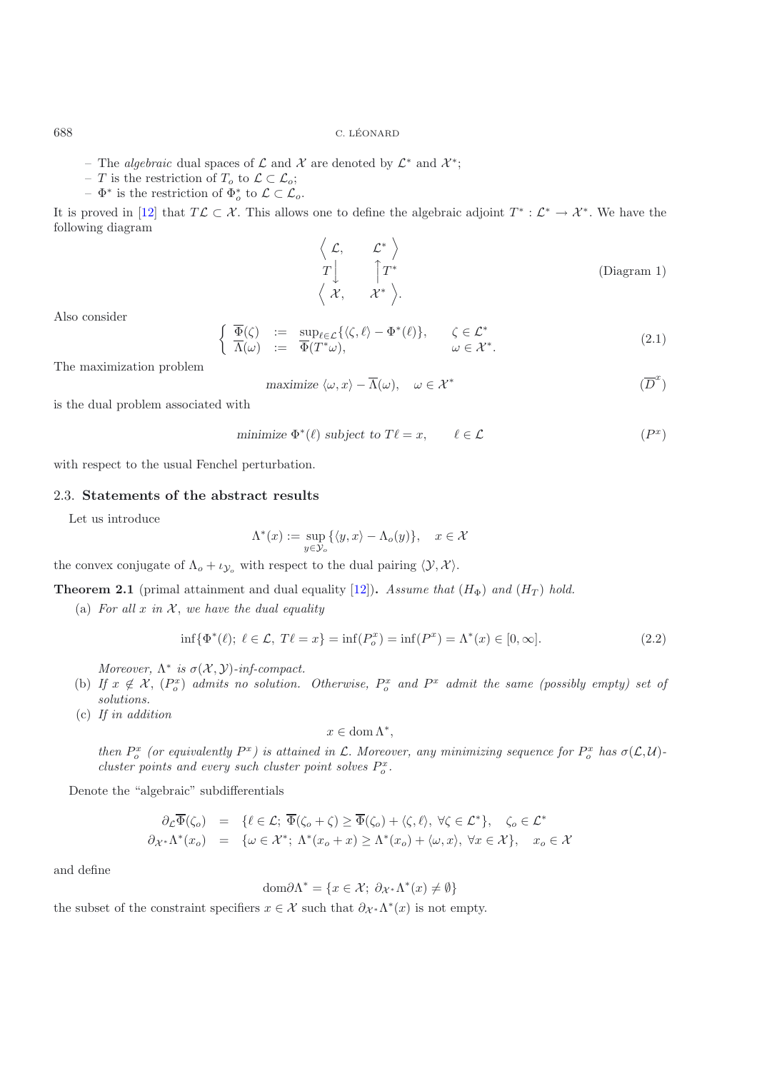– The *algebraic* dual spaces of $\mathcal{L}$ and $\mathcal{X}$ are denoted by $\mathcal{L}^*$ and $\mathcal{X}^*$;
– $T$ is the restriction of $T_o$ to $\mathcal{L} \subset \mathcal{L}_o$;
– $\Phi^*$ is the restriction of $\Phi_o^*$ to $\mathcal{L} \subset \mathcal{L}_o$.

It is proved in [12] that $T\mathcal{L} \subset \mathcal{X}$. This allows one to define the algebraic adjoint $T^* : \mathcal{L}^* \to \mathcal{X}^*$. We have the following diagram

$$\begin{array}{ccc} \Big\langle\ \mathcal{L}, & & \mathcal{L}^*\ \Big\rangle \\ T\Big\downarrow & & \Big\uparrow T^* \\ \Big\langle\ \mathcal{X}, & & \mathcal{X}^*\ \Big\rangle. \end{array} \qquad \text{(Diagram 1)}$$

Also consider

$$\begin{cases} \overline{\Phi}(\zeta) &:= \sup_{\ell \in \mathcal{L}} \{\langle \zeta, \ell \rangle - \Phi^*(\ell)\}, \qquad \zeta \in \mathcal{L}^* \\ \overline{\Lambda}(\omega) &:= \overline{\Phi}(T^*\omega), \qquad \omega \in \mathcal{X}^*. \end{cases} \tag{2.1}$$

The maximization problem

$$\textit{maximize } \langle \omega, x \rangle - \overline{\Lambda}(\omega), \quad \omega \in \mathcal{X}^* \tag{$\overline{D}^x$}$$

is the dual problem associated with

$$\textit{minimize } \Phi^*(\ell) \textit{ subject to } T\ell = x, \qquad \ell \in \mathcal{L} \tag{$P^x$}$$

with respect to the usual Fenchel perturbation.

### 2.3. Statements of the abstract results

Let us introduce

$$\Lambda^*(x) := \sup_{y \in \mathcal{Y}_o} \{\langle y, x \rangle - \Lambda_o(y)\}, \quad x \in \mathcal{X}$$

the convex conjugate of $\Lambda_o + \iota_{\mathcal{Y}_o}$ with respect to the dual pairing $\langle \mathcal{Y}, \mathcal{X} \rangle$.

**Theorem 2.1** (primal attainment and dual equality [12])**.** *Assume that* $(H_\Phi)$ *and* $(H_T)$ *hold.*

(a) *For all* $x$ *in* $\mathcal{X}$, *we have the dual equality*

$$\inf\{\Phi^*(\ell);\ \ell \in \mathcal{L},\ T\ell = x\} = \inf(P_o^x) = \inf(P^x) = \Lambda^*(x) \in [0, \infty]. \tag{2.2}$$

*Moreover,* $\Lambda^*$ *is* $\sigma(\mathcal{X}, \mathcal{Y})$*-inf-compact.*

(b) *If* $x \notin \mathcal{X}$, $(P_o^x)$ *admits no solution. Otherwise,* $P_o^x$ *and* $P^x$ *admit the same (possibly empty) set of solutions.*

(c) *If in addition*

$$x \in \operatorname{dom} \Lambda^*,$$

*then* $P_o^x$ *(or equivalently* $P^x$*) is attained in* $\mathcal{L}$*. Moreover, any minimizing sequence for* $P_o^x$ *has* $\sigma(\mathcal{L}, \mathcal{U})$*-cluster points and every such cluster point solves* $P_o^x$*.*

Denote the "algebraic" subdifferentials

$$\begin{aligned} \partial_{\mathcal{L}} \overline{\Phi}(\zeta_o) &= \{\ell \in \mathcal{L};\ \overline{\Phi}(\zeta_o + \zeta) \geq \overline{\Phi}(\zeta_o) + \langle \zeta, \ell \rangle,\ \forall \zeta \in \mathcal{L}^*\}, \quad \zeta_o \in \mathcal{L}^* \\ \partial_{\mathcal{X}^*} \Lambda^*(x_o) &= \{\omega \in \mathcal{X}^*;\ \Lambda^*(x_o + x) \geq \Lambda^*(x_o) + \langle \omega, x \rangle,\ \forall x \in \mathcal{X}\}, \quad x_o \in \mathcal{X} \end{aligned}$$

and define

$$\operatorname{dom} \partial \Lambda^* = \{x \in \mathcal{X};\ \partial_{\mathcal{X}^*} \Lambda^*(x) \neq \emptyset\}$$

the subset of the constraint specifiers $x \in \mathcal{X}$ such that $\partial_{\mathcal{X}^*} \Lambda^*(x)$ is not empty.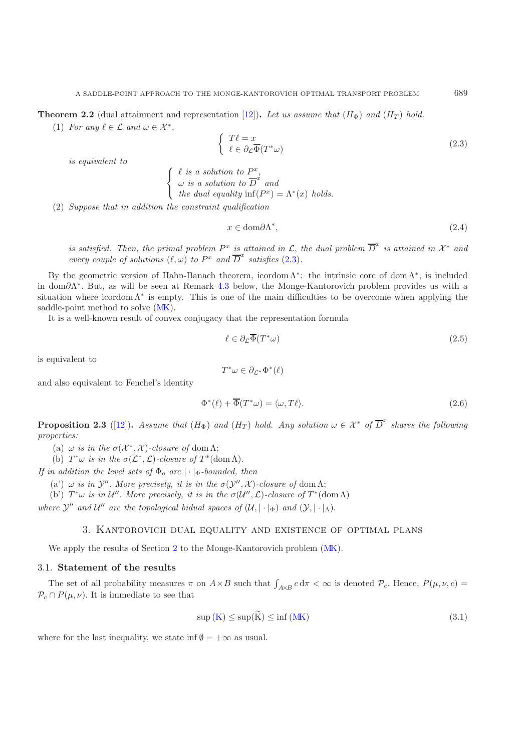**Theorem 2.2** (dual attainment and representation [12]). *Let us assume that* $(H_\Phi)$ *and* $(H_T)$ *hold.*

(1) *For any* $\ell \in \mathcal{L}$ *and* $\omega \in \mathcal{X}^*$,

$$\begin{cases} T\ell = x \\ \ell \in \partial_{\mathcal{L}} \overline{\Phi}(T^*\omega) \end{cases} \tag{2.3}$$

*is equivalent to*

$$\begin{cases} \ell \text{ is a solution to } P^x, \\ \omega \text{ is a solution to } \overline{D}^x \text{ and} \\ \text{the dual equality } \inf(P^x) = \Lambda^*(x) \text{ holds.} \end{cases}$$

(2) *Suppose that in addition the constraint qualification*

$$x \in \operatorname{dom} \partial \Lambda^*, \tag{2.4}$$

*is satisfied. Then, the primal problem* $P^x$ *is attained in* $\mathcal{L}$, *the dual problem* $\overline{D}^x$ *is attained in* $\mathcal{X}^*$ *and every couple of solutions* $(\ell, \omega)$ *to* $P^x$ *and* $\overline{D}^x$ *satisfies* (2.3).

By the geometric version of Hahn-Banach theorem, $\operatorname{icordom} \Lambda^*$: the intrinsic core of $\operatorname{dom} \Lambda^*$, is included in $\operatorname{dom} \partial \Lambda^*$. But, as will be seen at Remark 4.3 below, the Monge-Kantorovich problem provides us with a situation where $\operatorname{icordom} \Lambda^*$ is empty. This is one of the main difficulties to be overcome when applying the saddle-point method to solve (MK).

It is a well-known result of convex conjugacy that the representation formula

$$\ell \in \partial_{\mathcal{L}} \overline{\Phi}(T^*\omega) \tag{2.5}$$

is equivalent to

$$T^*\omega \in \partial_{\mathcal{L}^*} \Phi^*(\ell)$$

and also equivalent to Fenchel's identity

$$\Phi^*(\ell) + \overline{\Phi}(T^*\omega) = \langle \omega, T\ell \rangle. \tag{2.6}$$

**Proposition 2.3** ([12]). *Assume that* $(H_\Phi)$ *and* $(H_T)$ *hold. Any solution* $\omega \in \mathcal{X}^*$ *of* $\overline{D}^x$ *shares the following properties:*

(a) $\omega$ *is in the* $\sigma(\mathcal{X}^*, \mathcal{X})$*-closure of* $\operatorname{dom} \Lambda$;

(b) $T^*\omega$ *is in the* $\sigma(\mathcal{L}^*, \mathcal{L})$*-closure of* $T^*(\operatorname{dom} \Lambda)$.

*If in addition the level sets of* $\Phi_o$ *are* $|\cdot|_\Phi$*-bounded, then*

(a') $\omega$ *is in* $\mathcal{Y}''$. *More precisely, it is in the* $\sigma(\mathcal{Y}'', \mathcal{X})$*-closure of* $\operatorname{dom} \Lambda$;

(b') $T^*\omega$ *is in* $\mathcal{U}''$. *More precisely, it is in the* $\sigma(\mathcal{U}'', \mathcal{L})$*-closure of* $T^*(\operatorname{dom} \Lambda)$

*where* $\mathcal{Y}''$ *and* $\mathcal{U}''$ *are the topological bidual spaces of* $(\mathcal{U}, |\cdot|_\Phi)$ *and* $(\mathcal{Y}, |\cdot|_\Lambda)$.

## 3. Kantorovich dual equality and existence of optimal plans

We apply the results of Section 2 to the Monge-Kantorovich problem (MK).

### 3.1. Statement of the results

The set of all probability measures $\pi$ on $A \times B$ such that $\int_{A \times B} c \, d\pi < \infty$ is denoted $\mathcal{P}_c$. Hence, $P(\mu, \nu, c) = \mathcal{P}_c \cap P(\mu, \nu)$. It is immediate to see that

$$\sup \text{(K)} \leq \sup(\widetilde{\text{K}}) \leq \inf \text{(MK)} \tag{3.1}$$

where for the last inequality, we state $\inf \emptyset = +\infty$ as usual.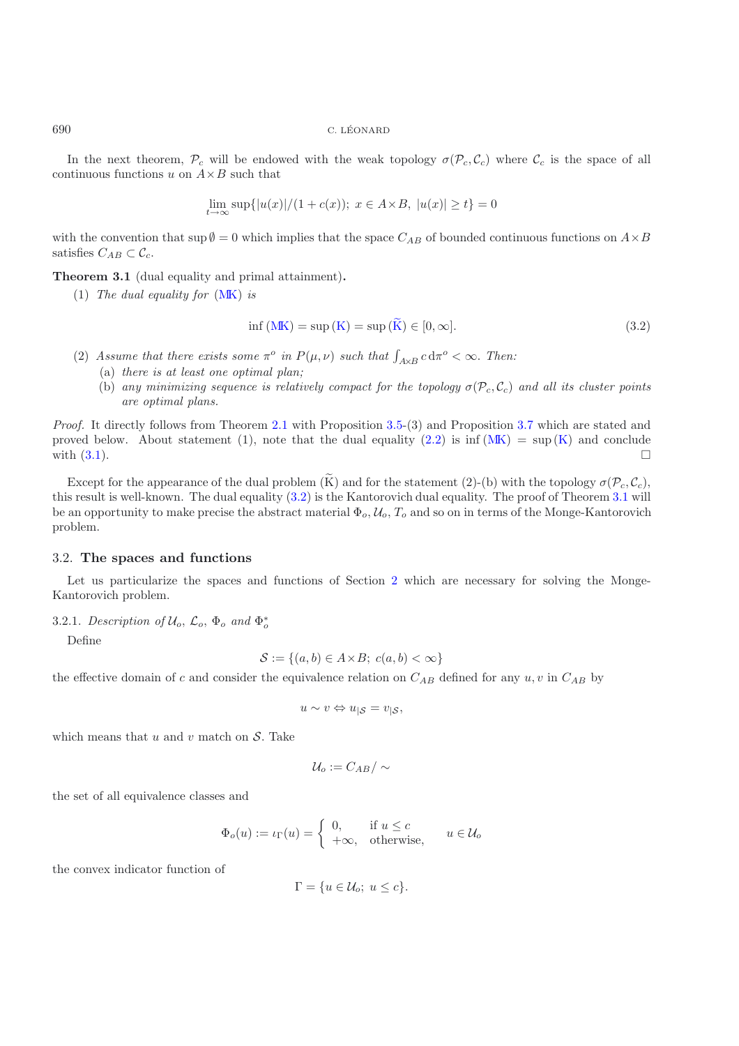In the next theorem, $\mathcal{P}_c$ will be endowed with the weak topology $\sigma(\mathcal{P}_c, \mathcal{C}_c)$ where $\mathcal{C}_c$ is the space of all continuous functions $u$ on $A \times B$ such that

$$\lim_{t\to\infty} \sup\{|u(x)|/(1+c(x));\ x \in A\times B,\ |u(x)| \geq t\} = 0$$

with the convention that $\sup \emptyset = 0$ which implies that the space $C_{AB}$ of bounded continuous functions on $A \times B$ satisfies $C_{AB} \subset \mathcal{C}_c$.

**Theorem 3.1** (dual equality and primal attainment)**.**

(1) *The dual equality for* (MK) *is*

$$\inf(\text{MK}) = \sup(\text{K}) = \sup(\widetilde{\text{K}}) \in [0,\infty]. \tag{3.2}$$

(2) *Assume that there exists some $\pi^o$ in $P(\mu,\nu)$ such that $\int_{A\times B} c\,\mathrm{d}\pi^o < \infty$. Then:*
   - (a) *there is at least one optimal plan;*
   - (b) *any minimizing sequence is relatively compact for the topology $\sigma(\mathcal{P}_c, \mathcal{C}_c)$ and all its cluster points are optimal plans.*

*Proof.* It directly follows from Theorem 2.1 with Proposition 3.5-(3) and Proposition 3.7 which are stated and proved below. About statement (1), note that the dual equality (2.2) is $\inf(\text{MK}) = \sup(\text{K})$ and conclude with (3.1). $\square$

Except for the appearance of the dual problem $(\widetilde{\text{K}})$ and for the statement (2)-(b) with the topology $\sigma(\mathcal{P}_c, \mathcal{C}_c)$, this result is well-known. The dual equality (3.2) is the Kantorovich dual equality. The proof of Theorem 3.1 will be an opportunity to make precise the abstract material $\Phi_o, \mathcal{U}_o, T_o$ and so on in terms of the Monge-Kantorovich problem.

## 3.2. The spaces and functions

Let us particularize the spaces and functions of Section 2 which are necessary for solving the Monge-Kantorovich problem.

3.2.1. *Description of $\mathcal{U}_o$, $\mathcal{L}_o$, $\Phi_o$ and $\Phi_o^*$*

Define

$$\mathcal{S} := \{(a,b) \in A\times B;\ c(a,b) < \infty\}$$

the effective domain of $c$ and consider the equivalence relation on $C_{AB}$ defined for any $u, v$ in $C_{AB}$ by

$$u \sim v \Leftrightarrow u_{|\mathcal{S}} = v_{|\mathcal{S}},$$

which means that $u$ and $v$ match on $\mathcal{S}$. Take

$$\mathcal{U}_o := C_{AB}/\sim$$

the set of all equivalence classes and

$$\Phi_o(u) := \iota_\Gamma(u) = \begin{cases} 0, & \text{if } u \leq c \\ +\infty, & \text{otherwise,} \end{cases} \qquad u \in \mathcal{U}_o$$

the convex indicator function of

$$\Gamma = \{u \in \mathcal{U}_o;\ u \leq c\}.$$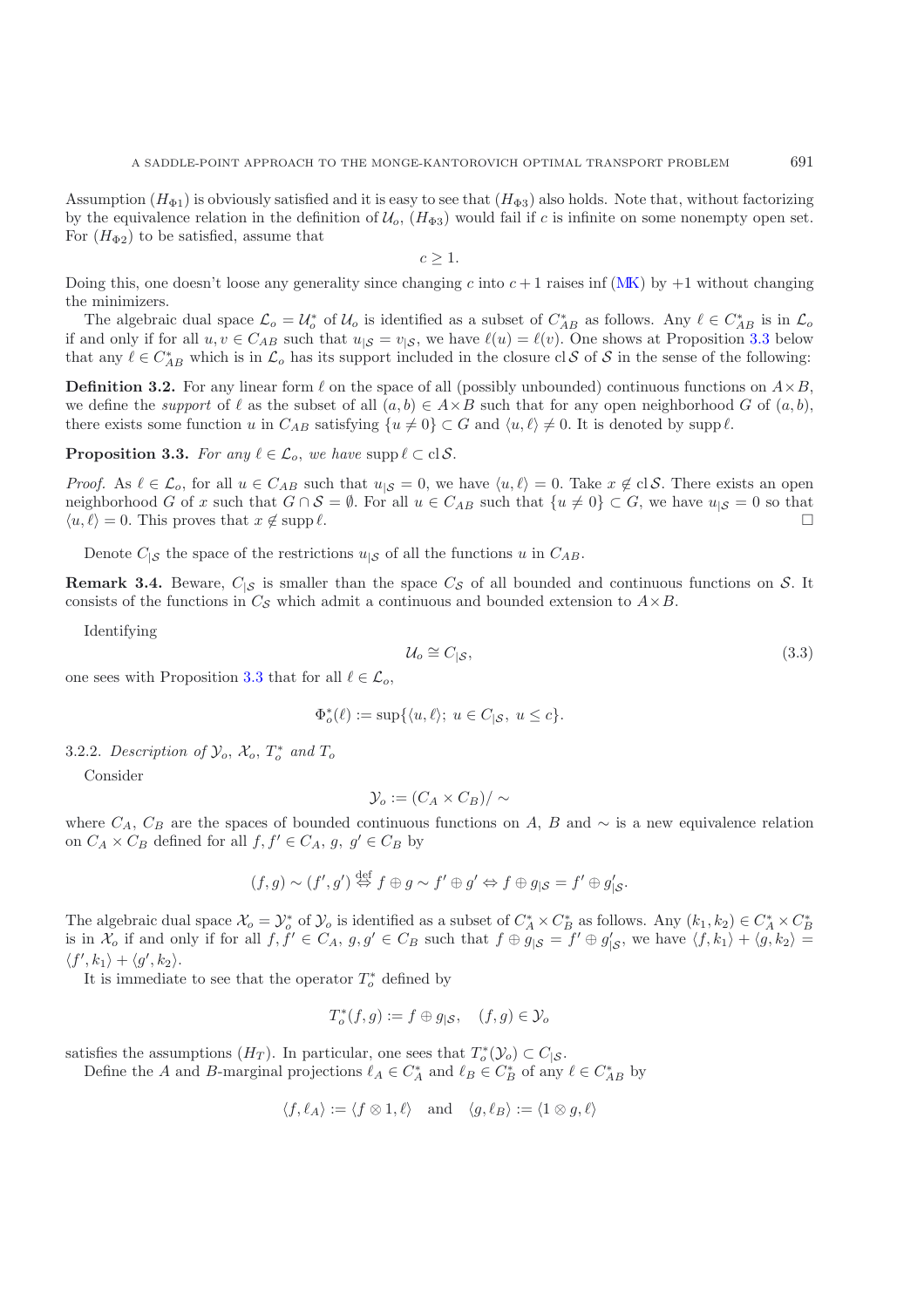Assumption $(H_{\Phi 1})$ is obviously satisfied and it is easy to see that $(H_{\Phi 3})$ also holds. Note that, without factorizing by the equivalence relation in the definition of $\mathcal{U}_o$, $(H_{\Phi 3})$ would fail if $c$ is infinite on some nonempty open set. For $(H_{\Phi 2})$ to be satisfied, assume that

$$c \geq 1.$$

Doing this, one doesn't loose any generality since changing $c$ into $c+1$ raises inf (MK) by $+1$ without changing the minimizers.

The algebraic dual space $\mathcal{L}_o = \mathcal{U}_o^*$ of $\mathcal{U}_o$ is identified as a subset of $C_{AB}^*$ as follows. Any $\ell \in C_{AB}^*$ is in $\mathcal{L}_o$ if and only if for all $u, v \in C_{AB}$ such that $u_{|\mathcal{S}} = v_{|\mathcal{S}}$, we have $\ell(u) = \ell(v)$. One shows at Proposition 3.3 below that any $\ell \in C_{AB}^*$ which is in $\mathcal{L}_o$ has its support included in the closure $\operatorname{cl}\mathcal{S}$ of $\mathcal{S}$ in the sense of the following:

**Definition 3.2.** For any linear form $\ell$ on the space of all (possibly unbounded) continuous functions on $A \times B$, we define the *support* of $\ell$ as the subset of all $(a,b) \in A \times B$ such that for any open neighborhood $G$ of $(a,b)$, there exists some function $u$ in $C_{AB}$ satisfying $\{u \neq 0\} \subset G$ and $\langle u, \ell \rangle \neq 0$. It is denoted by $\operatorname{supp}\ell$.

**Proposition 3.3.** *For any $\ell \in \mathcal{L}_o$, we have $\operatorname{supp}\ell \subset \operatorname{cl}\mathcal{S}$.*

*Proof.* As $\ell \in \mathcal{L}_o$, for all $u \in C_{AB}$ such that $u_{|\mathcal{S}} = 0$, we have $\langle u, \ell \rangle = 0$. Take $x \notin \operatorname{cl}\mathcal{S}$. There exists an open neighborhood $G$ of $x$ such that $G \cap \mathcal{S} = \emptyset$. For all $u \in C_{AB}$ such that $\{u \neq 0\} \subset G$, we have $u_{|\mathcal{S}} = 0$ so that $\langle u, \ell \rangle = 0$. This proves that $x \notin \operatorname{supp}\ell$. $\square$

Denote $C_{|\mathcal{S}}$ the space of the restrictions $u_{|\mathcal{S}}$ of all the functions $u$ in $C_{AB}$.

**Remark 3.4.** Beware, $C_{|\mathcal{S}}$ is smaller than the space $C_{\mathcal{S}}$ of all bounded and continuous functions on $\mathcal{S}$. It consists of the functions in $C_{\mathcal{S}}$ which admit a continuous and bounded extension to $A \times B$.

Identifying

$$\mathcal{U}_o \cong C_{|\mathcal{S}}, \tag{3.3}$$

one sees with Proposition 3.3 that for all $\ell \in \mathcal{L}_o$,

$$\Phi_o^*(\ell) := \sup\{\langle u, \ell \rangle;\ u \in C_{|\mathcal{S}},\ u \leq c\}.$$

3.2.2. *Description of $\mathcal{Y}_o$, $\mathcal{X}_o$, $T_o^*$ and $T_o$*

Consider

$$\mathcal{Y}_o := (C_A \times C_B)/\sim$$

where $C_A$, $C_B$ are the spaces of bounded continuous functions on $A$, $B$ and $\sim$ is a new equivalence relation on $C_A \times C_B$ defined for all $f, f' \in C_A$, $g,\ g' \in C_B$ by

$$(f,g) \sim (f',g') \overset{\text{def}}{\Leftrightarrow} f \oplus g \sim f' \oplus g' \Leftrightarrow f \oplus g_{|\mathcal{S}} = f' \oplus g'_{|\mathcal{S}}.$$

The algebraic dual space $\mathcal{X}_o = \mathcal{Y}_o^*$ of $\mathcal{Y}_o$ is identified as a subset of $C_A^* \times C_B^*$ as follows. Any $(k_1, k_2) \in C_A^* \times C_B^*$ is in $\mathcal{X}_o$ if and only if for all $f, f' \in C_A$, $g, g' \in C_B$ such that $f \oplus g_{|\mathcal{S}} = f' \oplus g'_{|\mathcal{S}}$, we have $\langle f, k_1 \rangle + \langle g, k_2 \rangle = \langle f', k_1 \rangle + \langle g', k_2 \rangle$.

It is immediate to see that the operator $T_o^*$ defined by

$$T_o^*(f,g) := f \oplus g_{|\mathcal{S}}, \quad (f,g) \in \mathcal{Y}_o$$

satisfies the assumptions $(H_T)$. In particular, one sees that $T_o^*(\mathcal{Y}_o) \subset C_{|\mathcal{S}}$.

Define the $A$ and $B$-marginal projections $\ell_A \in C_A^*$ and $\ell_B \in C_B^*$ of any $\ell \in C_{AB}^*$ by

$$\langle f, \ell_A \rangle := \langle f \otimes 1, \ell \rangle \quad \text{and} \quad \langle g, \ell_B \rangle := \langle 1 \otimes g, \ell \rangle$$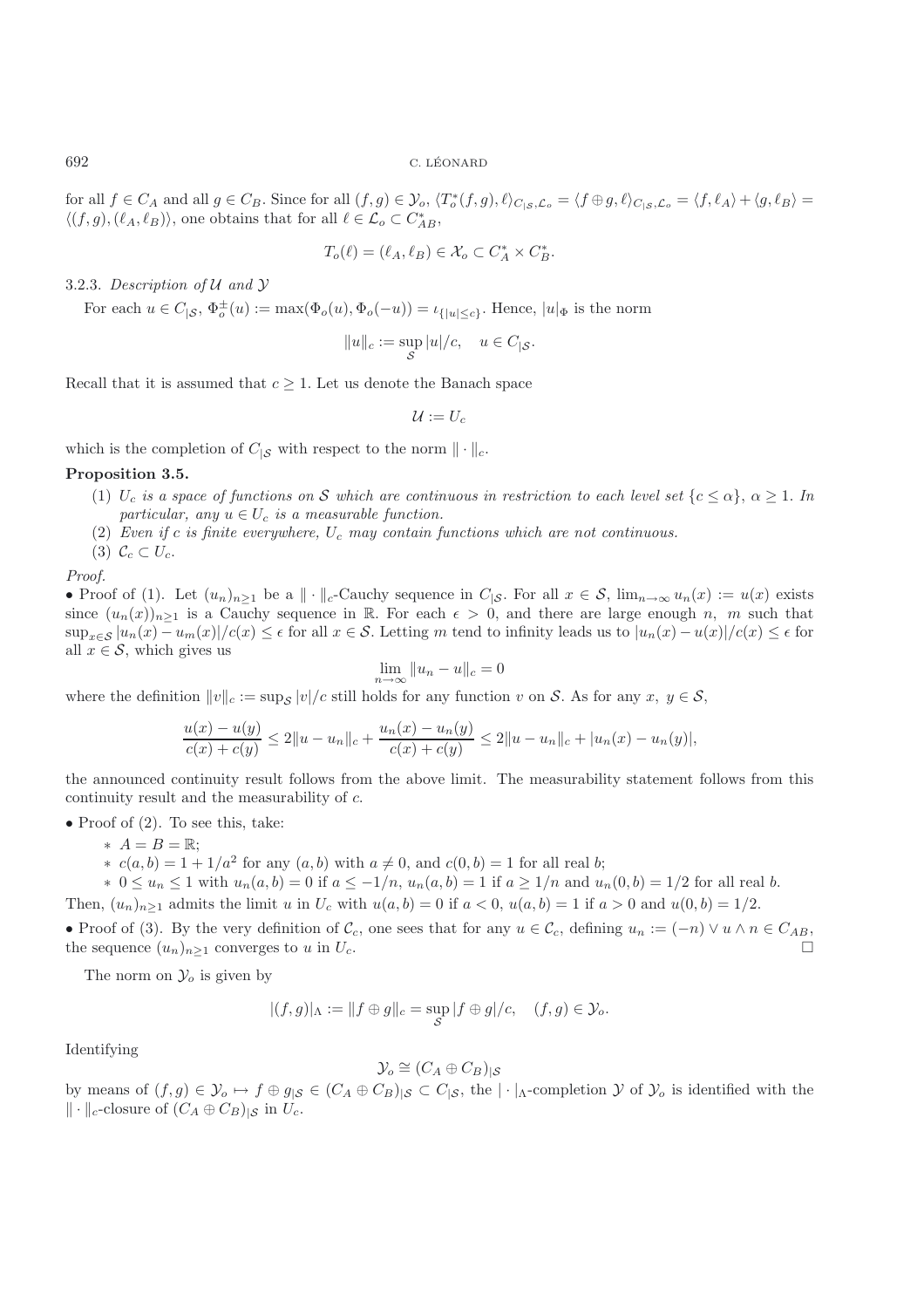for all $f \in C_A$ and all $g \in C_B$. Since for all $(f,g) \in \mathcal{Y}_o$, $\langle T_o^*(f,g), \ell\rangle_{C_{|\mathcal{S}},\mathcal{L}_o} = \langle f \oplus g, \ell\rangle_{C_{|\mathcal{S}},\mathcal{L}_o} = \langle f, \ell_A\rangle + \langle g, \ell_B\rangle = \langle (f,g), (\ell_A, \ell_B)\rangle$, one obtains that for all $\ell \in \mathcal{L}_o \subset C_{AB}^*$,

$$T_o(\ell) = (\ell_A, \ell_B) \in \mathcal{X}_o \subset C_A^* \times C_B^*.$$

3.2.3. *Description of $\mathcal{U}$ and $\mathcal{Y}$*

For each $u \in C_{|\mathcal{S}}$, $\Phi_o^{\pm}(u) := \max(\Phi_o(u), \Phi_o(-u)) = \iota_{\{|u| \le c\}}$. Hence, $|u|_\Phi$ is the norm

$$\|u\|_c := \sup_{\mathcal{S}} |u|/c, \quad u \in C_{|\mathcal{S}}.$$

Recall that it is assumed that $c \ge 1$. Let us denote the Banach space

$$\mathcal{U} := U_c$$

which is the completion of $C_{|\mathcal{S}}$ with respect to the norm $\|\cdot\|_c$.

**Proposition 3.5.**

(1) *$U_c$ is a space of functions on $\mathcal{S}$ which are continuous in restriction to each level set $\{c \le \alpha\}$, $\alpha \ge 1$. In particular, any $u \in U_c$ is a measurable function.*

(2) *Even if $c$ is finite everywhere, $U_c$ may contain functions which are not continuous.*

(3) *$\mathcal{C}_c \subset U_c$.*

*Proof.*

• Proof of (1). Let $(u_n)_{n\ge1}$ be a $\|\cdot\|_c$-Cauchy sequence in $C_{|\mathcal{S}}$. For all $x \in \mathcal{S}$, $\lim_{n\to\infty} u_n(x) := u(x)$ exists since $(u_n(x))_{n\ge1}$ is a Cauchy sequence in $\mathbb{R}$. For each $\epsilon > 0$, and there are large enough $n$, $m$ such that $\sup_{x\in\mathcal{S}} |u_n(x) - u_m(x)|/c(x) \le \epsilon$ for all $x \in \mathcal{S}$. Letting $m$ tend to infinity leads us to $|u_n(x) - u(x)|/c(x) \le \epsilon$ for all $x \in \mathcal{S}$, which gives us

$$\lim_{n\to\infty} \|u_n - u\|_c = 0$$

where the definition $\|v\|_c := \sup_{\mathcal{S}} |v|/c$ still holds for any function $v$ on $\mathcal{S}$. As for any $x$, $y \in \mathcal{S}$,

$$\frac{u(x) - u(y)}{c(x) + c(y)} \le 2\|u - u_n\|_c + \frac{u_n(x) - u_n(y)}{c(x) + c(y)} \le 2\|u - u_n\|_c + |u_n(x) - u_n(y)|,$$

the announced continuity result follows from the above limit. The measurability statement follows from this continuity result and the measurability of $c$.

• Proof of (2). To see this, take:

* $A = B = \mathbb{R}$;
* $c(a,b) = 1 + 1/a^2$ for any $(a,b)$ with $a \neq 0$, and $c(0,b) = 1$ for all real $b$;
* $0 \le u_n \le 1$ with $u_n(a,b) = 0$ if $a \le -1/n$, $u_n(a,b) = 1$ if $a \ge 1/n$ and $u_n(0,b) = 1/2$ for all real $b$.

Then, $(u_n)_{n\ge1}$ admits the limit $u$ in $U_c$ with $u(a,b) = 0$ if $a < 0$, $u(a,b) = 1$ if $a > 0$ and $u(0,b) = 1/2$.

• Proof of (3). By the very definition of $\mathcal{C}_c$, one sees that for any $u \in \mathcal{C}_c$, defining $u_n := (-n) \vee u \wedge n \in C_{AB}$, the sequence $(u_n)_{n\ge1}$ converges to $u$ in $U_c$. $\square$

The norm on $\mathcal{Y}_o$ is given by

$$|(f,g)|_\Lambda := \|f \oplus g\|_c = \sup_{\mathcal{S}} |f \oplus g|/c, \quad (f,g) \in \mathcal{Y}_o.$$

Identifying

$$\mathcal{Y}_o \cong (C_A \oplus C_B)_{|\mathcal{S}}$$

by means of $(f,g) \in \mathcal{Y}_o \mapsto f \oplus g_{|\mathcal{S}} \in (C_A \oplus C_B)_{|\mathcal{S}} \subset C_{|\mathcal{S}}$, the $|\cdot|_\Lambda$-completion $\mathcal{Y}$ of $\mathcal{Y}_o$ is identified with the $\|\cdot\|_c$-closure of $(C_A \oplus C_B)_{|\mathcal{S}}$ in $U_c$.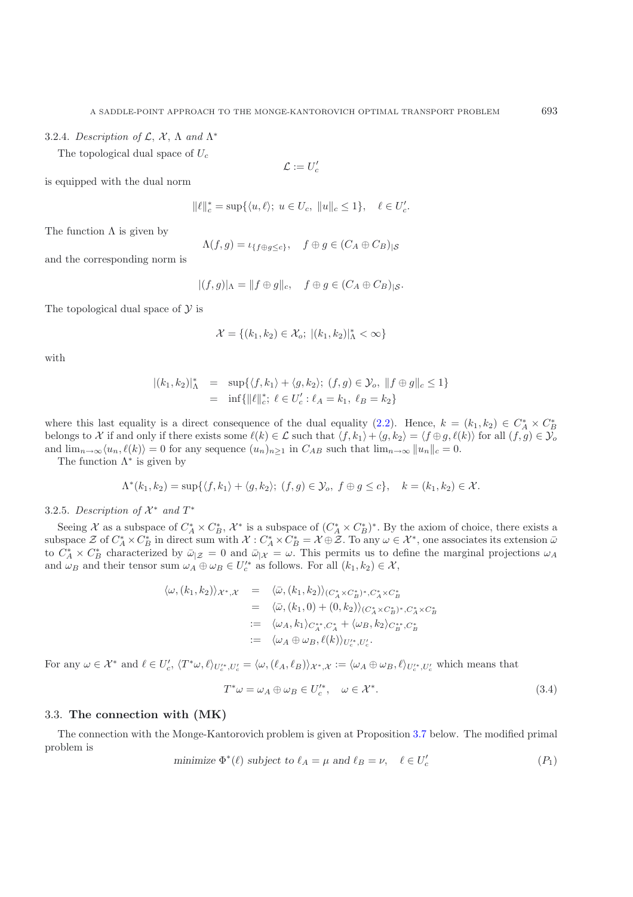#### 3.2.4. *Description of* $\mathcal{L}$, $\mathcal{X}$, $\Lambda$ *and* $\Lambda^*$

The topological dual space of $U_c$

$$\mathcal{L} := U_c'$$

is equipped with the dual norm

$$\|\ell\|_c^* = \sup\{\langle u, \ell\rangle;\ u \in U_c,\ \|u\|_c \le 1\}, \quad \ell \in U_c'.$$

The function $\Lambda$ is given by

$$\Lambda(f,g) = \iota_{\{f\oplus g \le c\}}, \quad f\oplus g \in (C_A \oplus C_B)_{|\mathcal{S}}$$

and the corresponding norm is

$$|(f,g)|_\Lambda = \|f\oplus g\|_c, \quad f\oplus g \in (C_A\oplus C_B)_{|\mathcal{S}}.$$

The topological dual space of $\mathcal{Y}$ is

$$\mathcal{X} = \{(k_1,k_2) \in \mathcal{X}_o;\ |(k_1,k_2)|_\Lambda^* < \infty\}$$

with

$$\begin{aligned} |(k_1,k_2)|_\Lambda^* &= \sup\{\langle f, k_1\rangle + \langle g, k_2\rangle;\ (f,g)\in\mathcal{Y}_o,\ \|f\oplus g\|_c \le 1\} \\ &= \inf\{\|\ell\|_c^*;\ \ell\in U_c' : \ell_A = k_1,\ \ell_B = k_2\} \end{aligned}$$

where this last equality is a direct consequence of the dual equality (2.2). Hence, $k = (k_1,k_2) \in C_A^* \times C_B^*$ belongs to $\mathcal{X}$ if and only if there exists some $\ell(k) \in \mathcal{L}$ such that $\langle f, k_1\rangle + \langle g, k_2\rangle = \langle f\oplus g, \ell(k)\rangle$ for all $(f,g)\in\mathcal{Y}_o$ and $\lim_{n\to\infty}\langle u_n, \ell(k)\rangle = 0$ for any sequence $(u_n)_{n\ge1}$ in $C_{AB}$ such that $\lim_{n\to\infty}\|u_n\|_c = 0$.

The function $\Lambda^*$ is given by

$$\Lambda^*(k_1,k_2) = \sup\{\langle f, k_1\rangle + \langle g, k_2\rangle;\ (f,g)\in\mathcal{Y}_o,\ f\oplus g \le c\}, \quad k = (k_1,k_2)\in\mathcal{X}.$$

#### 3.2.5. *Description of* $\mathcal{X}^*$ *and* $T^*$

Seeing $\mathcal{X}$ as a subspace of $C_A^*\times C_B^*$, $\mathcal{X}^*$ is a subspace of $(C_A^*\times C_B^*)^*$. By the axiom of choice, there exists a subspace $\mathcal{Z}$ of $C_A^*\times C_B^*$ in direct sum with $\mathcal{X}$ : $C_A^*\times C_B^* = \mathcal{X}\oplus\mathcal{Z}$. To any $\omega\in\mathcal{X}^*$, one associates its extension $\bar\omega$ to $C_A^*\times C_B^*$ characterized by $\bar\omega_{|\mathcal{Z}} = 0$ and $\bar\omega_{|\mathcal{X}} = \omega$. This permits us to define the marginal projections $\omega_A$ and $\omega_B$ and their tensor sum $\omega_A\oplus\omega_B \in U_c'^*$ as follows. For all $(k_1,k_2)\in\mathcal{X}$,

$$\begin{aligned} \langle \omega, (k_1,k_2)\rangle_{\mathcal{X}^*,\mathcal{X}} &= \langle \bar\omega, (k_1,k_2)\rangle_{(C_A^*\times C_B^*)^*, C_A^*\times C_B^*} \\ &= \langle \bar\omega, (k_1,0)+(0,k_2)\rangle_{(C_A^*\times C_B^*)^*, C_A^*\times C_B^*} \\ &:= \langle \omega_A, k_1\rangle_{C_A^{**},C_A^*} + \langle \omega_B, k_2\rangle_{C_B^{**},C_B^*} \\ &:= \langle \omega_A\oplus\omega_B, \ell(k)\rangle_{U_c'^*,U_c'}. \end{aligned}$$

For any $\omega\in\mathcal{X}^*$ and $\ell\in U_c'$, $\langle T^*\omega, \ell\rangle_{U_c'^*,U_c'} = \langle \omega, (\ell_A,\ell_B)\rangle_{\mathcal{X}^*,\mathcal{X}} := \langle \omega_A\oplus\omega_B, \ell\rangle_{U_c'^*,U_c'}$ which means that

$$T^*\omega = \omega_A\oplus\omega_B \in U_c'^*, \quad \omega\in\mathcal{X}^*. \tag{3.4}$$

### 3.3. **The connection with (MK)**

The connection with the Monge-Kantorovich problem is given at Proposition 3.7 below. The modified primal problem is

$$\textit{minimize } \Phi^*(\ell) \textit{ subject to } \ell_A = \mu \textit{ and } \ell_B = \nu, \quad \ell\in U_c' \tag{$P_1$}$$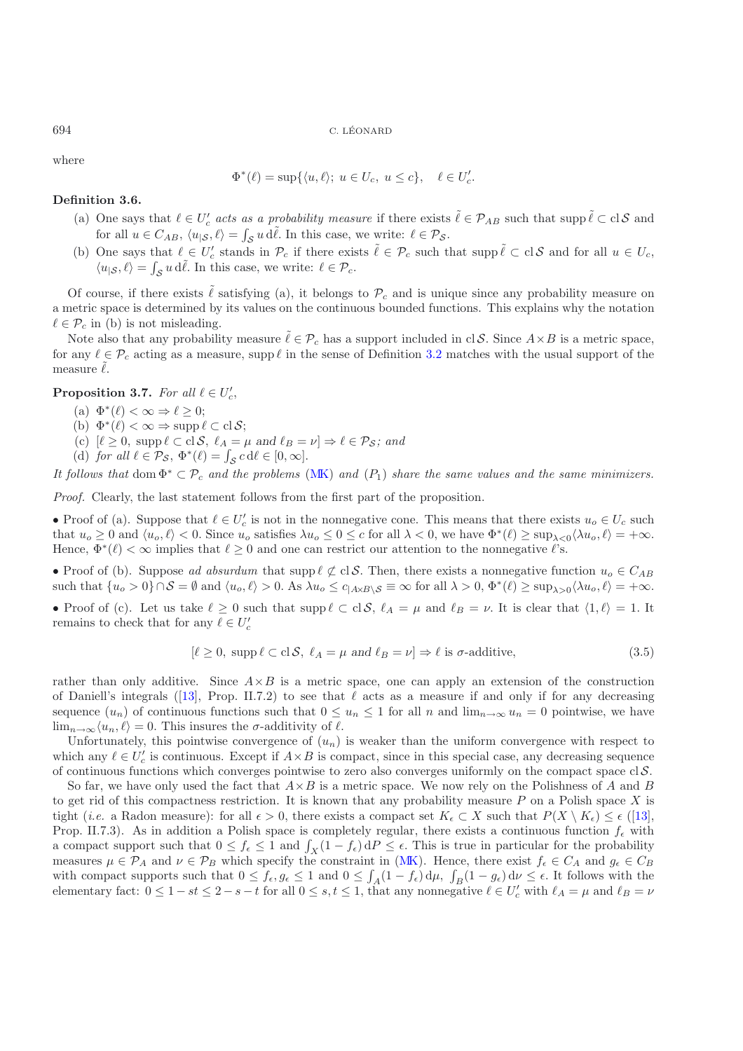where

$$\Phi^*(\ell) = \sup\{\langle u, \ell\rangle;\ u \in U_c,\ u \le c\}, \quad \ell \in U_c'.$$

**Definition 3.6.**

(a) One says that $\ell \in U_c'$ *acts as a probability measure* if there exists $\tilde{\ell} \in \mathcal{P}_{AB}$ such that $\operatorname{supp}\tilde{\ell} \subset \operatorname{cl}\mathcal{S}$ and for all $u \in C_{AB}$, $\langle u_{|\mathcal{S}}, \ell\rangle = \int_{\mathcal{S}} u \, \mathrm{d}\tilde{\ell}$. In this case, we write: $\ell \in \mathcal{P}_{\mathcal{S}}$.

(b) One says that $\ell \in U_c'$ stands in $\mathcal{P}_c$ if there exists $\tilde{\ell} \in \mathcal{P}_c$ such that $\operatorname{supp}\tilde{\ell} \subset \operatorname{cl}\mathcal{S}$ and for all $u \in U_c$, $\langle u_{|\mathcal{S}}, \ell\rangle = \int_{\mathcal{S}} u \, \mathrm{d}\tilde{\ell}$. In this case, we write: $\ell \in \mathcal{P}_c$.

Of course, if there exists $\tilde{\ell}$ satisfying (a), it belongs to $\mathcal{P}_c$ and is unique since any probability measure on a metric space is determined by its values on the continuous bounded functions. This explains why the notation $\ell \in \mathcal{P}_c$ in (b) is not misleading.

Note also that any probability measure $\tilde{\ell} \in \mathcal{P}_c$ has a support included in $\operatorname{cl}\mathcal{S}$. Since $A\times B$ is a metric space, for any $\ell \in \mathcal{P}_c$ acting as a measure, $\operatorname{supp}\ell$ in the sense of Definition 3.2 matches with the usual support of the measure $\tilde{\ell}$.

**Proposition 3.7.** *For all* $\ell \in U_c'$,

(a) $\Phi^*(\ell) < \infty \Rightarrow \ell \ge 0$;

(b) $\Phi^*(\ell) < \infty \Rightarrow \operatorname{supp}\ell \subset \operatorname{cl}\mathcal{S}$;

(c) $[\ell \ge 0,\ \operatorname{supp}\ell \subset \operatorname{cl}\mathcal{S},\ \ell_A = \mu \text{ and } \ell_B = \nu] \Rightarrow \ell \in \mathcal{P}_{\mathcal{S}}$; *and*

(d) *for all* $\ell \in \mathcal{P}_{\mathcal{S}}$, $\Phi^*(\ell) = \int_{\mathcal{S}} c \, \mathrm{d}\ell \in [0, \infty]$.

*It follows that* $\operatorname{dom}\Phi^* \subset \mathcal{P}_c$ *and the problems* (MK) *and* $(P_1)$ *share the same values and the same minimizers.*

*Proof.* Clearly, the last statement follows from the first part of the proposition.

• Proof of (a). Suppose that $\ell \in U_c'$ is not in the nonnegative cone. This means that there exists $u_o \in U_c$ such that $u_o \ge 0$ and $\langle u_o, \ell\rangle < 0$. Since $u_o$ satisfies $\lambda u_o \le 0 \le c$ for all $\lambda < 0$, we have $\Phi^*(\ell) \ge \sup_{\lambda<0}\langle \lambda u_o, \ell\rangle = +\infty$. Hence, $\Phi^*(\ell) < \infty$ implies that $\ell \ge 0$ and one can restrict our attention to the nonnegative $\ell$'s.

• Proof of (b). Suppose *ad absurdum* that $\operatorname{supp}\ell \not\subset \operatorname{cl}\mathcal{S}$. Then, there exists a nonnegative function $u_o \in C_{AB}$ such that $\{u_o > 0\} \cap \mathcal{S} = \emptyset$ and $\langle u_o, \ell\rangle > 0$. As $\lambda u_o \le c_{|A\times B\setminus\mathcal{S}} \equiv \infty$ for all $\lambda > 0$, $\Phi^*(\ell) \ge \sup_{\lambda>0}\langle \lambda u_o, \ell\rangle = +\infty$.

• Proof of (c). Let us take $\ell \ge 0$ such that $\operatorname{supp}\ell \subset \operatorname{cl}\mathcal{S}$, $\ell_A = \mu$ and $\ell_B = \nu$. It is clear that $\langle 1, \ell\rangle = 1$. It remains to check that for any $\ell \in U_c'$

$$[\ell \ge 0,\ \operatorname{supp}\ell \subset \operatorname{cl}\mathcal{S},\ \ell_A = \mu \text{ and } \ell_B = \nu] \Rightarrow \ell \text{ is } \sigma\text{-additive}, \tag{3.5}$$

rather than only additive. Since $A\times B$ is a metric space, one can apply an extension of the construction of Daniell's integrals ([13], Prop. II.7.2) to see that $\ell$ acts as a measure if and only if for any decreasing sequence $(u_n)$ of continuous functions such that $0 \le u_n \le 1$ for all $n$ and $\lim_{n\to\infty} u_n = 0$ pointwise, we have $\lim_{n\to\infty}\langle u_n, \ell\rangle = 0$. This insures the $\sigma$-additivity of $\ell$.

Unfortunately, this pointwise convergence of $(u_n)$ is weaker than the uniform convergence with respect to which any $\ell \in U_c'$ is continuous. Except if $A\times B$ is compact, since in this special case, any decreasing sequence of continuous functions which converges pointwise to zero also converges uniformly on the compact space $\operatorname{cl}\mathcal{S}$.

So far, we have only used the fact that $A\times B$ is a metric space. We now rely on the Polishness of $A$ and $B$ to get rid of this compactness restriction. It is known that any probability measure $P$ on a Polish space $X$ is tight (*i.e.* a Radon measure): for all $\epsilon > 0$, there exists a compact set $K_\epsilon \subset X$ such that $P(X \setminus K_\epsilon) \le \epsilon$ ([13], Prop. II.7.3). As in addition a Polish space is completely regular, there exists a continuous function $f_\epsilon$ with a compact support such that $0 \le f_\epsilon \le 1$ and $\int_X (1 - f_\epsilon)\, \mathrm{d}P \le \epsilon$. This is true in particular for the probability measures $\mu \in \mathcal{P}_A$ and $\nu \in \mathcal{P}_B$ which specify the constraint in (MK). Hence, there exist $f_\epsilon \in C_A$ and $g_\epsilon \in C_B$ with compact supports such that $0 \le f_\epsilon, g_\epsilon \le 1$ and $0 \le \int_A (1 - f_\epsilon)\, \mathrm{d}\mu,\ \int_B (1 - g_\epsilon)\, \mathrm{d}\nu \le \epsilon$. It follows with the elementary fact: $0 \le 1 - st \le 2 - s - t$ for all $0 \le s, t \le 1$, that any nonnegative $\ell \in U_c'$ with $\ell_A = \mu$ and $\ell_B = \nu$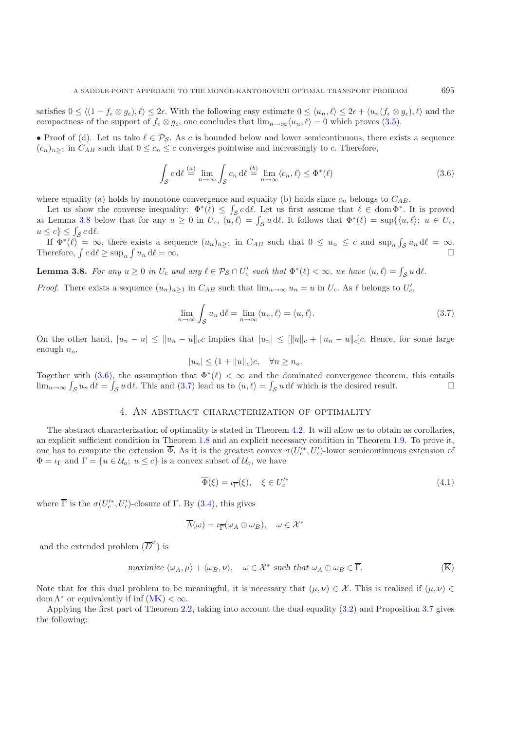satisfies $0 \le \langle (1 - f_\epsilon \otimes g_\epsilon), \ell \rangle \le 2\epsilon$. With the following easy estimate $0 \le \langle u_n, \ell \rangle \le 2\epsilon + \langle u_n(f_\epsilon \otimes g_\epsilon), \ell \rangle$ and the compactness of the support of $f_\epsilon \otimes g_\epsilon$, one concludes that $\lim_{n\to\infty} \langle u_n, \ell \rangle = 0$ which proves (3.5).

• Proof of (d). Let us take $\ell \in \mathcal{P}_\mathcal{S}$. As $c$ is bounded below and lower semicontinuous, there exists a sequence $(c_n)_{n\ge 1}$ in $C_{AB}$ such that $0 \le c_n \le c$ converges pointwise and increasingly to $c$. Therefore,

$$\int_\mathcal{S} c \,\mathrm{d}\ell \overset{(a)}{=} \lim_{n\to\infty} \int_\mathcal{S} c_n \,\mathrm{d}\ell \overset{(b)}{=} \lim_{n\to\infty} \langle c_n, \ell \rangle \le \Phi^*(\ell) \tag{3.6}$$

where equality (a) holds by monotone convergence and equality (b) holds since $c_n$ belongs to $C_{AB}$.

Let us show the converse inequality: $\Phi^*(\ell) \le \int_\mathcal{S} c \,\mathrm{d}\ell$. Let us first assume that $\ell \in \operatorname{dom} \Phi^*$. It is proved at Lemma 3.8 below that for any $u \ge 0$ in $U_c$, $\langle u, \ell \rangle = \int_\mathcal{S} u \,\mathrm{d}\ell$. It follows that $\Phi^*(\ell) = \sup\{\langle u, \ell \rangle;\ u \in U_c,\ u \le c\} \le \int_\mathcal{S} c \,\mathrm{d}\ell$.

If $\Phi^*(\ell) = \infty$, there exists a sequence $(u_n)_{n\ge1}$ in $C_{AB}$ such that $0 \le u_n \le c$ and $\sup_n \int_\mathcal{S} u_n \,\mathrm{d}\ell = \infty$. Therefore, $\int c \,\mathrm{d}\ell \ge \sup_n \int u_n \,\mathrm{d}\ell = \infty$. $\square$

**Lemma 3.8.** *For any $u \ge 0$ in $U_c$ and any $\ell \in \mathcal{P}_\mathcal{S} \cap U_c'$ such that $\Phi^*(\ell) < \infty$, we have $\langle u, \ell \rangle = \int_\mathcal{S} u \,\mathrm{d}\ell$.*

*Proof.* There exists a sequence $(u_n)_{n\ge1}$ in $C_{AB}$ such that $\lim_{n\to\infty} u_n = u$ in $U_c$. As $\ell$ belongs to $U_c'$,

$$\lim_{n\to\infty} \int_\mathcal{S} u_n \,\mathrm{d}\ell = \lim_{n\to\infty} \langle u_n, \ell \rangle = \langle u, \ell \rangle. \tag{3.7}$$

On the other hand, $|u_n - u| \le \|u_n - u\|_c c$ implies that $|u_n| \le [\|u\|_c + \|u_n - u\|_c] c$. Hence, for some large enough $n_o$,

$$|u_n| \le (1 + \|u\|_c) c, \quad \forall n \ge n_o.$$

Together with (3.6), the assumption that $\Phi^*(\ell) < \infty$ and the dominated convergence theorem, this entails $\lim_{n\to\infty} \int_\mathcal{S} u_n \,\mathrm{d}\ell = \int_\mathcal{S} u \,\mathrm{d}\ell$. This and (3.7) lead us to $\langle u, \ell \rangle = \int_\mathcal{S} u \,\mathrm{d}\ell$ which is the desired result. $\square$

## 4. An abstract characterization of optimality

The abstract characterization of optimality is stated in Theorem 4.2. It will allow us to obtain as corollaries, an explicit sufficient condition in Theorem 1.8 and an explicit necessary condition in Theorem 1.9. To prove it, one has to compute the extension $\overline{\Phi}$. As it is the greatest convex $\sigma(U_c'^*, U_c')$-lower semicontinuous extension of $\Phi = \iota_\Gamma$ and $\Gamma = \{u \in \mathcal{U}_o;\ u \le c\}$ is a convex subset of $\mathcal{U}_o$, we have

$$\overline{\Phi}(\xi) = \iota_{\overline{\Gamma}}(\xi), \quad \xi \in U_c'^* \tag{4.1}$$

where $\overline{\Gamma}$ is the $\sigma(U_c'^*, U_c')$-closure of $\Gamma$. By (3.4), this gives

$$\overline{\Lambda}(\omega) = \iota_{\overline{\Gamma}}(\omega_A \oplus \omega_B), \quad \omega \in \mathcal{X}^*$$

and the extended problem $(\overline{D}^x)$ is

$$\text{maximize } \langle \omega_A, \mu \rangle + \langle \omega_B, \nu \rangle, \quad \omega \in \mathcal{X}^* \text{ such that } \omega_A \oplus \omega_B \in \overline{\Gamma}. \tag{$\overline{\mathrm{K}}$}$$

Note that for this dual problem to be meaningful, it is necessary that $(\mu, \nu) \in \mathcal{X}$. This is realized if $(\mu, \nu) \in \operatorname{dom} \Lambda^*$ or equivalently if $\inf(\mathrm{MK}) < \infty$.

Applying the first part of Theorem 2.2, taking into account the dual equality (3.2) and Proposition 3.7 gives the following: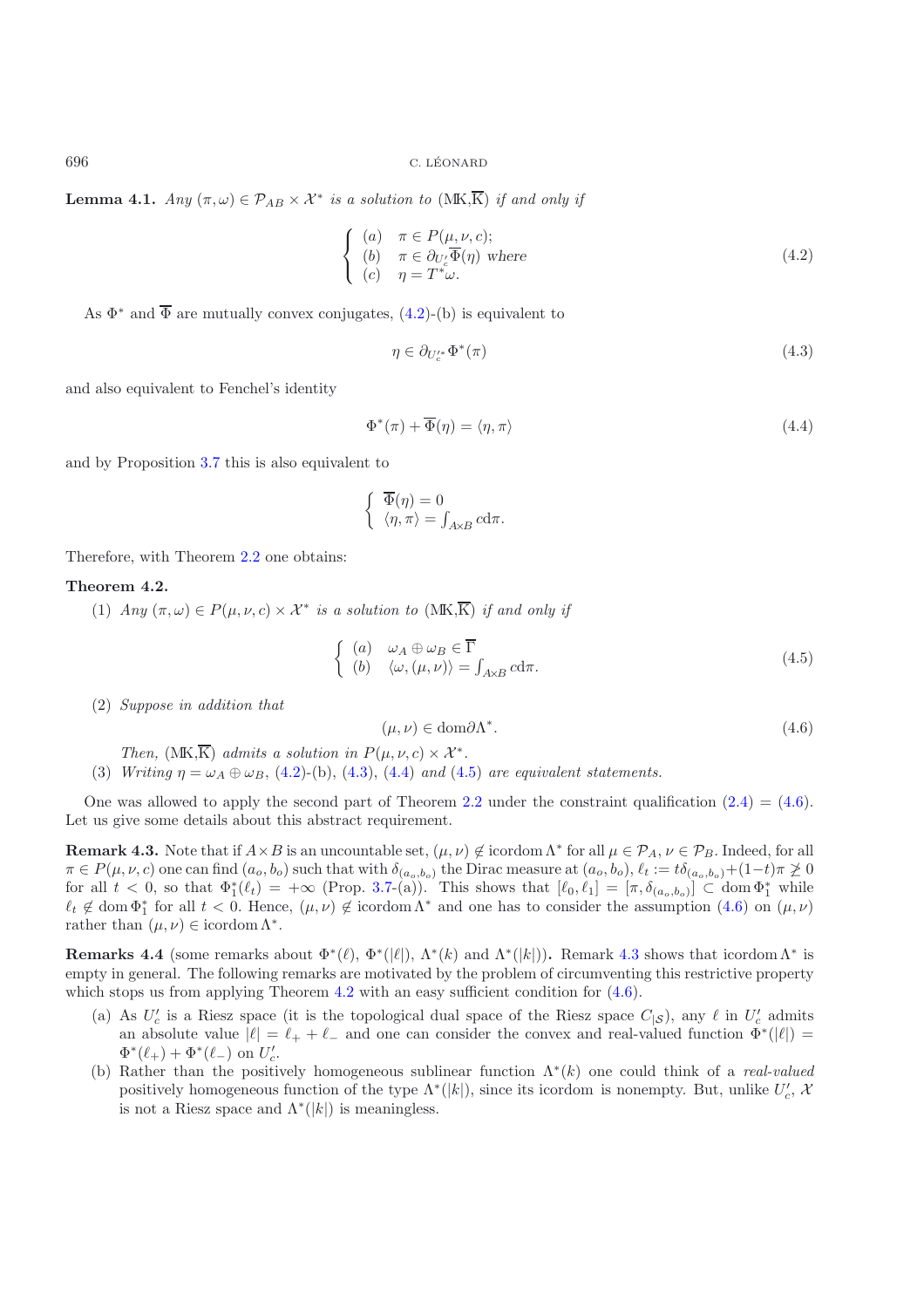**Lemma 4.1.** *Any* $(\pi,\omega)\in\mathcal{P}_{AB}\times\mathcal{X}^*$ *is a solution to* $(\mathrm{MK},\overline{\mathrm{K}})$ *if and only if*

$$\begin{cases} (a) & \pi\in P(\mu,\nu,c);\\ (b) & \pi\in\partial_{U_c'}\overline{\Phi}(\eta) \text{ where}\\ (c) & \eta=T^*\omega. \end{cases} \tag{4.2}$$

As $\Phi^*$ and $\overline{\Phi}$ are mutually convex conjugates, (4.2)-(b) is equivalent to

$$\eta\in\partial_{U_c'^*}\Phi^*(\pi) \tag{4.3}$$

and also equivalent to Fenchel's identity

$$\Phi^*(\pi)+\overline{\Phi}(\eta)=\langle\eta,\pi\rangle \tag{4.4}$$

and by Proposition 3.7 this is also equivalent to

$$\begin{cases} \overline{\Phi}(\eta)=0\\ \langle\eta,\pi\rangle=\int_{A\times B}c\,\mathrm{d}\pi. \end{cases}$$

Therefore, with Theorem 2.2 one obtains:

**Theorem 4.2.**

1. *Any* $(\pi,\omega)\in P(\mu,\nu,c)\times\mathcal{X}^*$ *is a solution to* $(\mathrm{MK},\overline{\mathrm{K}})$ *if and only if*

$$\begin{cases} (a) & \omega_A\oplus\omega_B\in\overline{\Gamma}\\ (b) & \langle\omega,(\mu,\nu)\rangle=\int_{A\times B}c\,\mathrm{d}\pi. \end{cases} \tag{4.5}$$

2. *Suppose in addition that*

$$(\mu,\nu)\in\mathrm{dom}\partial\Lambda^*. \tag{4.6}$$

   *Then,* $(\mathrm{MK},\overline{\mathrm{K}})$ *admits a solution in* $P(\mu,\nu,c)\times\mathcal{X}^*$.

3. *Writing* $\eta=\omega_A\oplus\omega_B$, (4.2)-(b), (4.3), (4.4) *and* (4.5) *are equivalent statements.*

One was allowed to apply the second part of Theorem 2.2 under the constraint qualification (2.4) = (4.6). Let us give some details about this abstract requirement.

**Remark 4.3.** Note that if $A\times B$ is an uncountable set, $(\mu,\nu)\notin\mathrm{icordom}\,\Lambda^*$ for all $\mu\in\mathcal{P}_A$, $\nu\in\mathcal{P}_B$. Indeed, for all $\pi\in P(\mu,\nu,c)$ one can find $(a_o,b_o)$ such that with $\delta_{(a_o,b_o)}$ the Dirac measure at $(a_o,b_o)$, $\ell_t:=t\delta_{(a_o,b_o)}+(1-t)\pi\not\geq 0$ for all $t<0$, so that $\Phi_1^*(\ell_t)=+\infty$ (Prop. 3.7-(a)). This shows that $[\ell_0,\ell_1]=[\pi,\delta_{(a_o,b_o)}]\subset\mathrm{dom}\,\Phi_1^*$ while $\ell_t\notin\mathrm{dom}\,\Phi_1^*$ for all $t<0$. Hence, $(\mu,\nu)\notin\mathrm{icordom}\,\Lambda^*$ and one has to consider the assumption (4.6) on $(\mu,\nu)$ rather than $(\mu,\nu)\in\mathrm{icordom}\,\Lambda^*$.

**Remarks 4.4** **(some remarks about $\Phi^*(\ell)$, $\Phi^*(|\ell|)$, $\Lambda^*(k)$ and $\Lambda^*(|k|)$).** Remark 4.3 shows that icordom $\Lambda^*$ is empty in general. The following remarks are motivated by the problem of circumventing this restrictive property which stops us from applying Theorem 4.2 with an easy sufficient condition for (4.6).

(a) As $U_c'$ is a Riesz space (it is the topological dual space of the Riesz space $C_{|\mathcal{S}}$), any $\ell$ in $U_c'$ admits an absolute value $|\ell|=\ell_++\ell_-$ and one can consider the convex and real-valued function $\Phi^*(|\ell|)=\Phi^*(\ell_+)+\Phi^*(\ell_-)$ on $U_c'$.

(b) Rather than the positively homogeneous sublinear function $\Lambda^*(k)$ one could think of a *real-valued* positively homogeneous function of the type $\Lambda^*(|k|)$, since its icordom is nonempty. But, unlike $U_c'$, $\mathcal{X}$ is not a Riesz space and $\Lambda^*(|k|)$ is meaningless.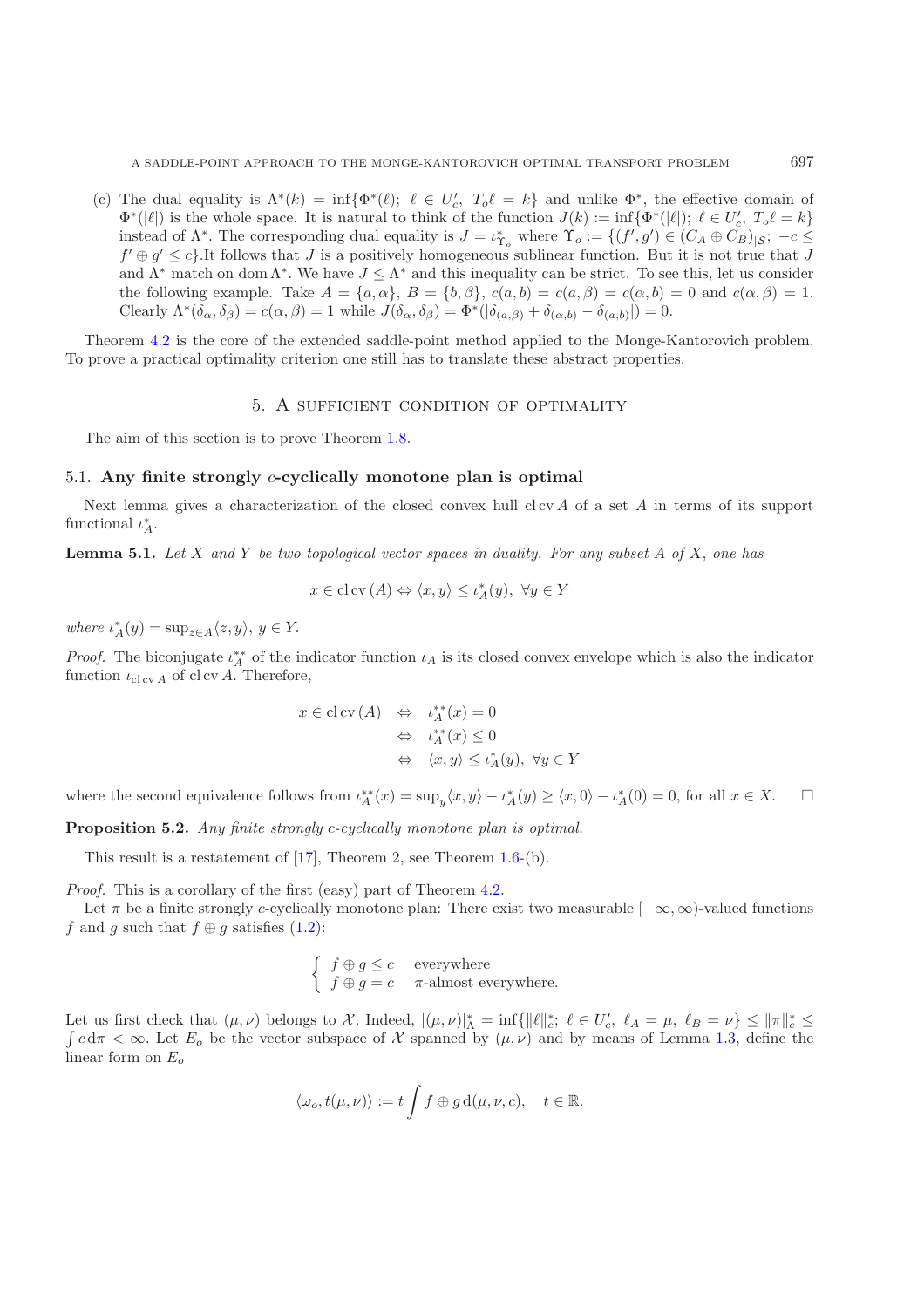(c) The dual equality is $\Lambda^*(k) = \inf\{\Phi^*(\ell);\ \ell \in U_c',\ T_o\ell = k\}$ and unlike $\Phi^*$, the effective domain of $\Phi^*(|\ell|)$ is the whole space. It is natural to think of the function $J(k) := \inf\{\Phi^*(|\ell|);\ \ell \in U_c',\ T_o\ell = k\}$ instead of $\Lambda^*$. The corresponding dual equality is $J = \iota^*_{\Upsilon_o}$ where $\Upsilon_o := \{(f', g') \in (C_A \oplus C_B)_{|\mathcal{S}};\ -c \le f' \oplus g' \le c\}$.It follows that $J$ is a positively homogeneous sublinear function. But it is not true that $J$ and $\Lambda^*$ match on $\operatorname{dom} \Lambda^*$. We have $J \le \Lambda^*$ and this inequality can be strict. To see this, let us consider the following example. Take $A = \{a, \alpha\}$, $B = \{b, \beta\}$, $c(a, b) = c(a, \beta) = c(\alpha, b) = 0$ and $c(\alpha, \beta) = 1$. Clearly $\Lambda^*(\delta_\alpha, \delta_\beta) = c(\alpha, \beta) = 1$ while $J(\delta_\alpha, \delta_\beta) = \Phi^*(|\delta_{(a,\beta)} + \delta_{(\alpha,b)} - \delta_{(a,b)}|) = 0$.

Theorem 4.2 is the core of the extended saddle-point method applied to the Monge-Kantorovich problem. To prove a practical optimality criterion one still has to translate these abstract properties.

## 5. A sufficient condition of optimality

The aim of this section is to prove Theorem 1.8.

### 5.1. Any finite strongly $c$-cyclically monotone plan is optimal

Next lemma gives a characterization of the closed convex hull $\operatorname{cl}\operatorname{cv} A$ of a set $A$ in terms of its support functional $\iota^*_A$.

**Lemma 5.1.** *Let $X$ and $Y$ be two topological vector spaces in duality. For any subset $A$ of $X$, one has*

$$x \in \operatorname{cl}\operatorname{cv}(A) \Leftrightarrow \langle x, y\rangle \le \iota^*_A(y),\ \forall y \in Y$$

*where $\iota^*_A(y) = \sup_{z \in A}\langle z, y\rangle$, $y \in Y$.*

*Proof.* The biconjugate $\iota^{**}_A$ of the indicator function $\iota_A$ is its closed convex envelope which is also the indicator function $\iota_{\operatorname{cl}\operatorname{cv} A}$ of $\operatorname{cl}\operatorname{cv} A$. Therefore,

$$\begin{aligned} x \in \operatorname{cl}\operatorname{cv}(A) &\Leftrightarrow \iota^{**}_A(x) = 0 \\ &\Leftrightarrow \iota^{**}_A(x) \le 0 \\ &\Leftrightarrow \langle x, y\rangle \le \iota^*_A(y),\ \forall y \in Y \end{aligned}$$

where the second equivalence follows from $\iota^{**}_A(x) = \sup_y \langle x, y\rangle - \iota^*_A(y) \ge \langle x, 0\rangle - \iota^*_A(0) = 0$, for all $x \in X$. $\square$

**Proposition 5.2.** *Any finite strongly $c$-cyclically monotone plan is optimal.*

This result is a restatement of [17], Theorem 2, see Theorem 1.6-(b).

*Proof.* This is a corollary of the first (easy) part of Theorem 4.2.

Let $\pi$ be a finite strongly $c$-cyclically monotone plan: There exist two measurable $[-\infty, \infty)$-valued functions $f$ and $g$ such that $f \oplus g$ satisfies (1.2):

$$\begin{cases} f \oplus g \le c & \text{everywhere} \\ f \oplus g = c & \pi\text{-almost everywhere.} \end{cases}$$

Let us first check that $(\mu, \nu)$ belongs to $\mathcal{X}$. Indeed, $|(\mu, \nu)|^*_\Lambda = \inf\{\|\ell\|^*_c;\ \ell \in U_c',\ \ell_A = \mu,\ \ell_B = \nu\} \le \|\pi\|^*_c \le \int c\, d\pi < \infty$. Let $E_o$ be the vector subspace of $\mathcal{X}$ spanned by $(\mu, \nu)$ and by means of Lemma 1.3, define the linear form on $E_o$

$$\langle \omega_o, t(\mu, \nu)\rangle := t \int f \oplus g\, d(\mu, \nu, c), \quad t \in \mathbb{R}.$$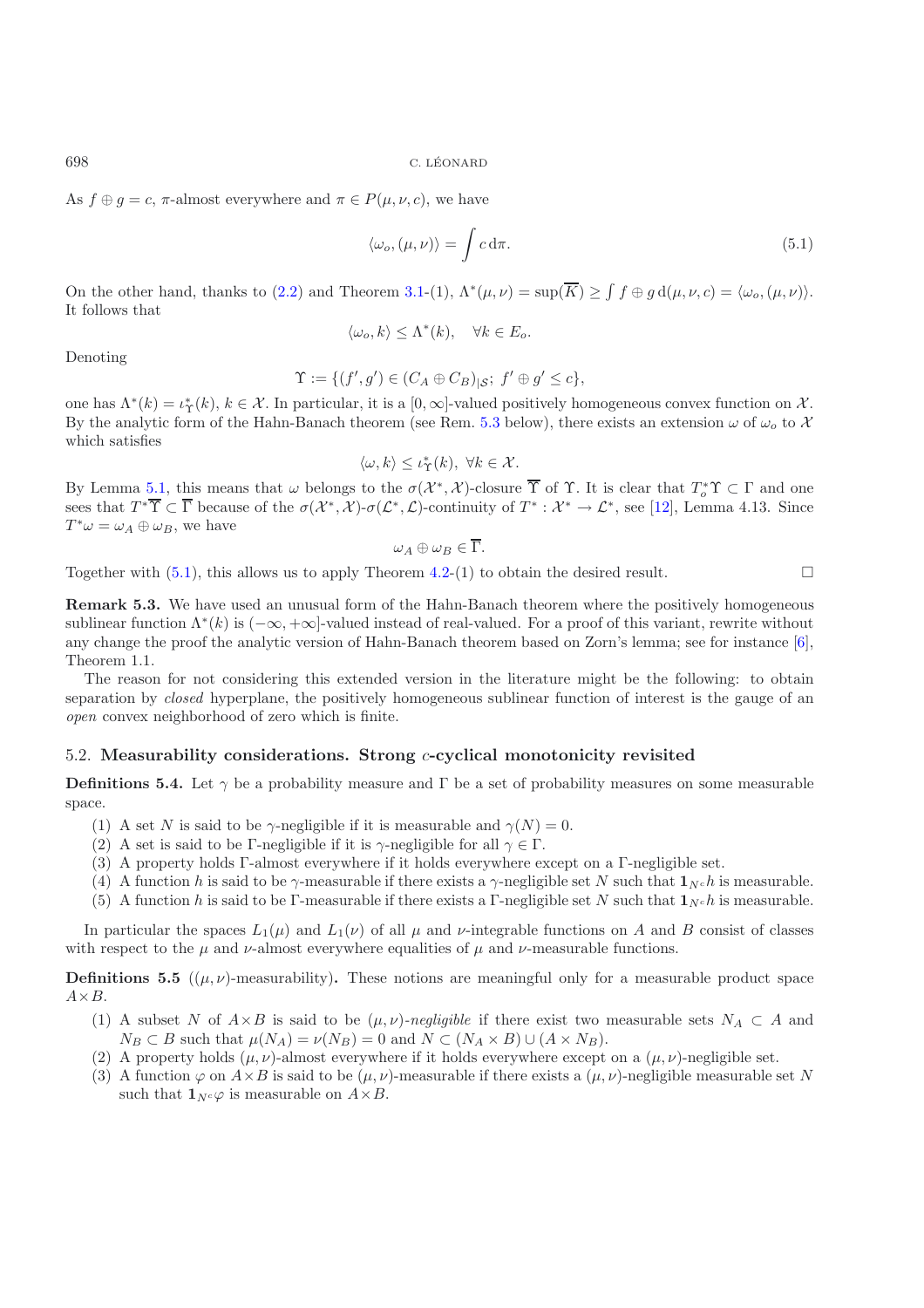As $f \oplus g = c$, $\pi$-almost everywhere and $\pi \in P(\mu, \nu, c)$, we have

$$\langle \omega_o, (\mu, \nu) \rangle = \int c \, \mathrm{d}\pi. \tag{5.1}$$

On the other hand, thanks to (2.2) and Theorem 3.1-(1), $\Lambda^*(\mu, \nu) = \sup(\overline{K}) \geq \int f \oplus g \, \mathrm{d}(\mu, \nu, c) = \langle \omega_o, (\mu, \nu) \rangle$. It follows that

$$\langle \omega_o, k \rangle \leq \Lambda^*(k), \quad \forall k \in E_o.$$

Denoting

$$\Upsilon := \{(f', g') \in (C_A \oplus C_B)_{|\mathcal{S}};\ f' \oplus g' \leq c\},$$

one has $\Lambda^*(k) = \iota_\Upsilon^*(k)$, $k \in \mathcal{X}$. In particular, it is a $[0, \infty]$-valued positively homogeneous convex function on $\mathcal{X}$. By the analytic form of the Hahn-Banach theorem (see Rem. 5.3 below), there exists an extension $\omega$ of $\omega_o$ to $\mathcal{X}$ which satisfies

$$\langle \omega, k \rangle \leq \iota_\Upsilon^*(k), \ \forall k \in \mathcal{X}.$$

By Lemma 5.1, this means that $\omega$ belongs to the $\sigma(\mathcal{X}^*, \mathcal{X})$-closure $\overline{\Upsilon}$ of $\Upsilon$. It is clear that $T_o^* \Upsilon \subset \Gamma$ and one sees that $T^* \overline{\Upsilon} \subset \overline{\Gamma}$ because of the $\sigma(\mathcal{X}^*, \mathcal{X})$-$\sigma(\mathcal{L}^*, \mathcal{L})$-continuity of $T^* : \mathcal{X}^* \to \mathcal{L}^*$, see [12], Lemma 4.13. Since $T^* \omega = \omega_A \oplus \omega_B$, we have

$$\omega_A \oplus \omega_B \in \overline{\Gamma}.$$

Together with (5.1), this allows us to apply Theorem 4.2-(1) to obtain the desired result. $\square$

**Remark 5.3.** We have used an unusual form of the Hahn-Banach theorem where the positively homogeneous sublinear function $\Lambda^*(k)$ is $(-\infty, +\infty]$-valued instead of real-valued. For a proof of this variant, rewrite without any change the proof the analytic version of Hahn-Banach theorem based on Zorn's lemma; see for instance [6], Theorem 1.1.

The reason for not considering this extended version in the literature might be the following: to obtain separation by *closed* hyperplane, the positively homogeneous sublinear function of interest is the gauge of an *open* convex neighborhood of zero which is finite.

### 5.2. Measurability considerations. Strong $c$-cyclical monotonicity revisited

**Definitions 5.4.** Let $\gamma$ be a probability measure and $\Gamma$ be a set of probability measures on some measurable space.

1. A set $N$ is said to be $\gamma$-negligible if it is measurable and $\gamma(N) = 0$.
2. A set is said to be $\Gamma$-negligible if it is $\gamma$-negligible for all $\gamma \in \Gamma$.
3. A property holds $\Gamma$-almost everywhere if it holds everywhere except on a $\Gamma$-negligible set.
4. A function $h$ is said to be $\gamma$-measurable if there exists a $\gamma$-negligible set $N$ such that $\mathbf{1}_{N^c} h$ is measurable.
5. A function $h$ is said to be $\Gamma$-measurable if there exists a $\Gamma$-negligible set $N$ such that $\mathbf{1}_{N^c} h$ is measurable.

In particular the spaces $L_1(\mu)$ and $L_1(\nu)$ of all $\mu$ and $\nu$-integrable functions on $A$ and $B$ consist of classes with respect to the $\mu$ and $\nu$-almost everywhere equalities of $\mu$ and $\nu$-measurable functions.

**Definitions 5.5** ($(\mu, \nu)$-measurability)**.** These notions are meaningful only for a measurable product space $A \times B$.

1. A subset $N$ of $A \times B$ is said to be $(\mu, \nu)$-*negligible* if there exist two measurable sets $N_A \subset A$ and $N_B \subset B$ such that $\mu(N_A) = \nu(N_B) = 0$ and $N \subset (N_A \times B) \cup (A \times N_B)$.
2. A property holds $(\mu, \nu)$-almost everywhere if it holds everywhere except on a $(\mu, \nu)$-negligible set.
3. A function $\varphi$ on $A \times B$ is said to be $(\mu, \nu)$-measurable if there exists a $(\mu, \nu)$-negligible measurable set $N$ such that $\mathbf{1}_{N^c} \varphi$ is measurable on $A \times B$.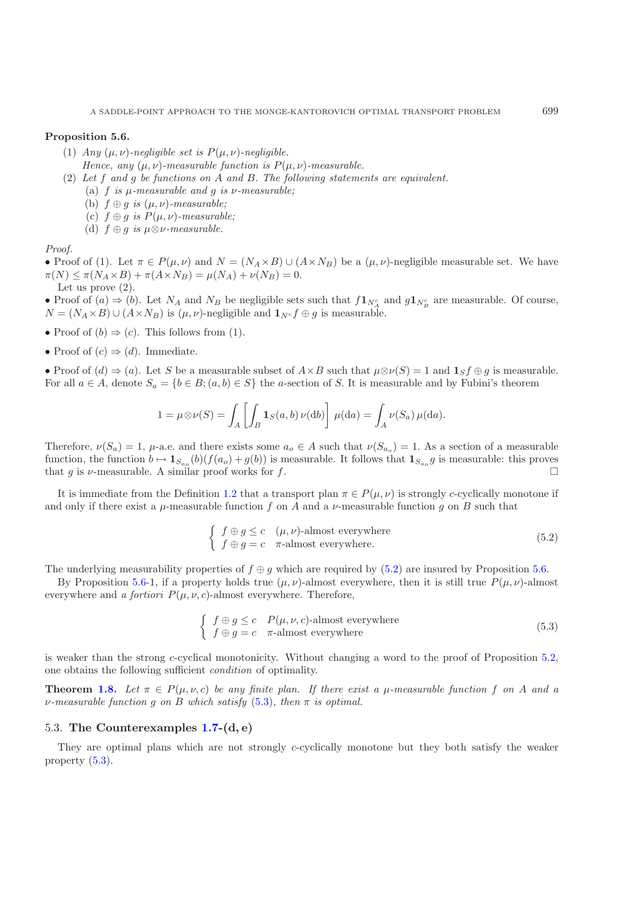**Proposition 5.6.**

(1) *Any $(\mu,\nu)$-negligible set is $P(\mu,\nu)$-negligible.*
*Hence, any $(\mu,\nu)$-measurable function is $P(\mu,\nu)$-measurable.*

(2) *Let $f$ and $g$ be functions on $A$ and $B$. The following statements are equivalent.*
  (a) *$f$ is $\mu$-measurable and $g$ is $\nu$-measurable;*
  (b) *$f\oplus g$ is $(\mu,\nu)$-measurable;*
  (c) *$f\oplus g$ is $P(\mu,\nu)$-measurable;*
  (d) *$f\oplus g$ is $\mu\otimes\nu$-measurable.*

*Proof.*

• Proof of (1). Let $\pi\in P(\mu,\nu)$ and $N=(N_A\times B)\cup(A\times N_B)$ be a $(\mu,\nu)$-negligible measurable set. We have $\pi(N)\le \pi(N_A\times B)+\pi(A\times N_B)=\mu(N_A)+\nu(N_B)=0$.

Let us prove (2).

• Proof of $(a)\Rightarrow(b)$. Let $N_A$ and $N_B$ be negligible sets such that $f\mathbf{1}_{N_A^c}$ and $g\mathbf{1}_{N_B^c}$ are measurable. Of course, $N=(N_A\times B)\cup(A\times N_B)$ is $(\mu,\nu)$-negligible and $\mathbf{1}_{N^c}f\oplus g$ is measurable.

• Proof of $(b)\Rightarrow(c)$. This follows from (1).

• Proof of $(c)\Rightarrow(d)$. Immediate.

• Proof of $(d)\Rightarrow(a)$. Let $S$ be a measurable subset of $A\times B$ such that $\mu\otimes\nu(S)=1$ and $\mathbf{1}_S f\oplus g$ is measurable. For all $a\in A$, denote $S_a=\{b\in B;(a,b)\in S\}$ the $a$-section of $S$. It is measurable and by Fubini's theorem

$$1=\mu\otimes\nu(S)=\int_A\left[\int_B \mathbf{1}_S(a,b)\,\nu(\mathrm{d}b)\right]\mu(\mathrm{d}a)=\int_A \nu(S_a)\,\mu(\mathrm{d}a).$$

Therefore, $\nu(S_a)=1$, $\mu$-a.e. and there exists some $a_o\in A$ such that $\nu(S_{a_o})=1$. As a section of a measurable function, the function $b\mapsto \mathbf{1}_{S_{a_o}}(b)(f(a_o)+g(b))$ is measurable. It follows that $\mathbf{1}_{S_{a_o}}g$ is measurable: this proves that $g$ is $\nu$-measurable. A similar proof works for $f$. □

It is immediate from the Definition 1.2 that a transport plan $\pi\in P(\mu,\nu)$ is strongly $c$-cyclically monotone if and only if there exist a $\mu$-measurable function $f$ on $A$ and a $\nu$-measurable function $g$ on $B$ such that

$$\begin{cases} f\oplus g\le c & (\mu,\nu)\text{-almost everywhere}\\ f\oplus g=c & \pi\text{-almost everywhere.}\end{cases}\tag{5.2}$$

The underlying measurability properties of $f\oplus g$ which are required by (5.2) are insured by Proposition 5.6.

By Proposition 5.6-1, if a property holds true $(\mu,\nu)$-almost everywhere, then it is still true $P(\mu,\nu)$-almost everywhere and *a fortiori* $P(\mu,\nu,c)$-almost everywhere. Therefore,

$$\begin{cases} f\oplus g\le c & P(\mu,\nu,c)\text{-almost everywhere}\\ f\oplus g=c & \pi\text{-almost everywhere}\end{cases}\tag{5.3}$$

is weaker than the strong $c$-cyclical monotonicity. Without changing a word to the proof of Proposition 5.2, one obtains the following sufficient *condition* of optimality.

**Theorem 1.8.** *Let $\pi\in P(\mu,\nu,c)$ be any finite plan. If there exist a $\mu$-measurable function $f$ on $A$ and a $\nu$-measurable function $g$ on $B$ which satisfy (5.3), then $\pi$ is optimal.*

### 5.3. The Counterexamples 1.7-(d, e)

They are optimal plans which are not strongly $c$-cyclically monotone but they both satisfy the weaker property (5.3).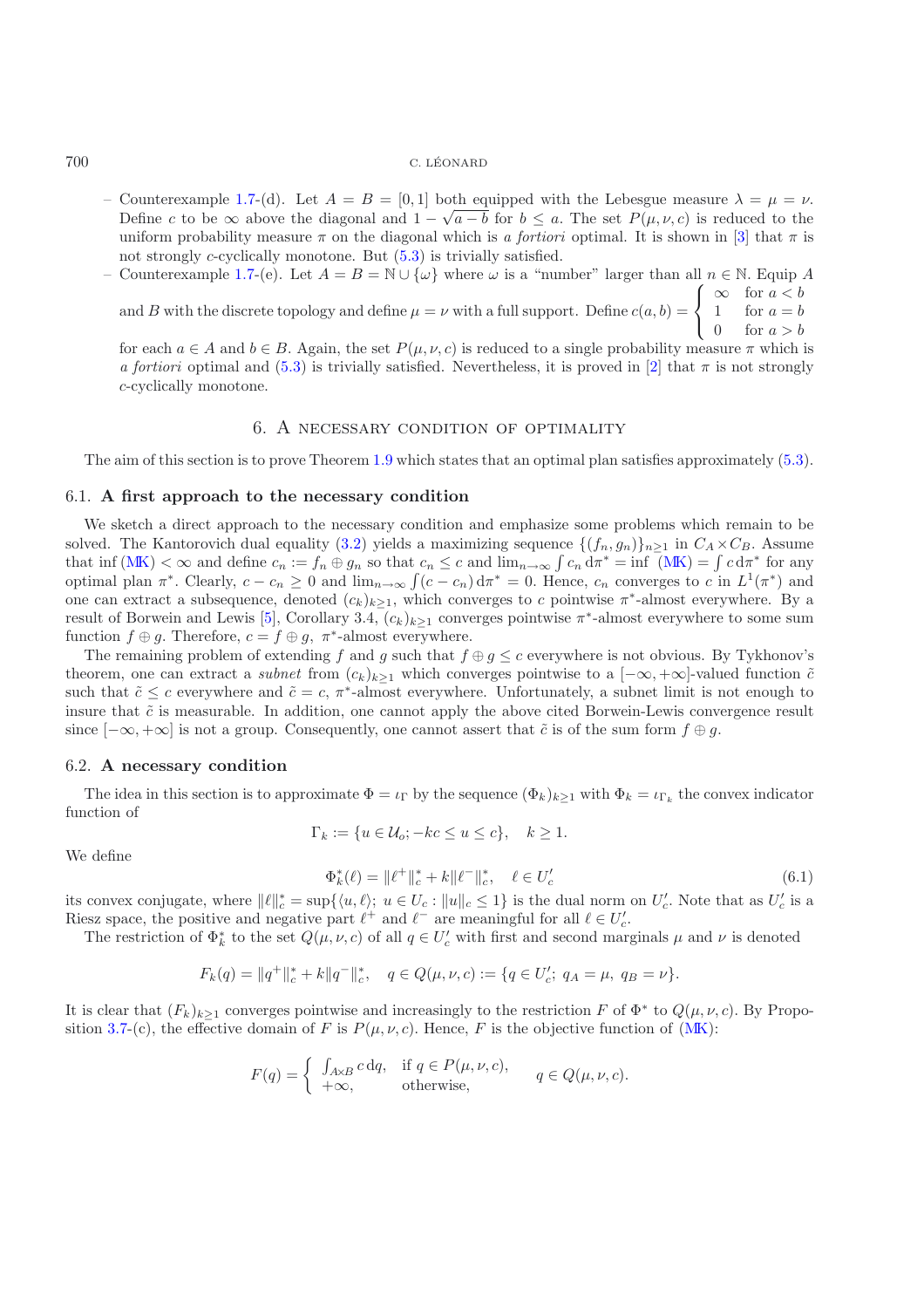– Counterexample 1.7-(d). Let $A = B = [0,1]$ both equipped with the Lebesgue measure $\lambda = \mu = \nu$. Define $c$ to be $\infty$ above the diagonal and $1 - \sqrt{a-b}$ for $b \le a$. The set $P(\mu,\nu,c)$ is reduced to the uniform probability measure $\pi$ on the diagonal which is *a fortiori* optimal. It is shown in [3] that $\pi$ is not strongly $c$-cyclically monotone. But (5.3) is trivially satisfied.

– Counterexample 1.7-(e). Let $A = B = \mathbb{N} \cup \{\omega\}$ where $\omega$ is a "number" larger than all $n \in \mathbb{N}$. Equip $A$ and $B$ with the discrete topology and define $\mu = \nu$ with a full support. Define $c(a,b) = \begin{cases} \infty & \text{for } a < b \\ 1 & \text{for } a = b \\ 0 & \text{for } a > b \end{cases}$ for each $a \in A$ and $b \in B$. Again, the set $P(\mu,\nu,c)$ is reduced to a single probability measure $\pi$ which is *a fortiori* optimal and (5.3) is trivially satisfied. Nevertheless, it is proved in [2] that $\pi$ is not strongly $c$-cyclically monotone.

## 6. A necessary condition of optimality

The aim of this section is to prove Theorem 1.9 which states that an optimal plan satisfies approximately (5.3).

### 6.1. A first approach to the necessary condition

We sketch a direct approach to the necessary condition and emphasize some problems which remain to be solved. The Kantorovich dual equality (3.2) yields a maximizing sequence $\{(f_n, g_n)\}_{n\ge 1}$ in $C_A \times C_B$. Assume that $\inf$ (MK) $< \infty$ and define $c_n := f_n \oplus g_n$ so that $c_n \le c$ and $\lim_{n\to\infty} \int c_n \, d\pi^* = \inf$ (MK) $= \int c \, d\pi^*$ for any optimal plan $\pi^*$. Clearly, $c - c_n \ge 0$ and $\lim_{n\to\infty} \int (c - c_n) \, d\pi^* = 0$. Hence, $c_n$ converges to $c$ in $L^1(\pi^*)$ and one can extract a subsequence, denoted $(c_k)_{k\ge 1}$, which converges to $c$ pointwise $\pi^*$-almost everywhere. By a result of Borwein and Lewis [5], Corollary 3.4, $(c_k)_{k\ge 1}$ converges pointwise $\pi^*$-almost everywhere to some sum function $f \oplus g$. Therefore, $c = f \oplus g$, $\pi^*$-almost everywhere.

The remaining problem of extending $f$ and $g$ such that $f \oplus g \le c$ everywhere is not obvious. By Tykhonov's theorem, one can extract a *subnet* from $(c_k)_{k\ge 1}$ which converges pointwise to a $[-\infty, +\infty]$-valued function $\tilde{c}$ such that $\tilde{c} \le c$ everywhere and $\tilde{c} = c$, $\pi^*$-almost everywhere. Unfortunately, a subnet limit is not enough to insure that $\tilde{c}$ is measurable. In addition, one cannot apply the above cited Borwein-Lewis convergence result since $[-\infty, +\infty]$ is not a group. Consequently, one cannot assert that $\tilde{c}$ is of the sum form $f \oplus g$.

### 6.2. A necessary condition

The idea in this section is to approximate $\Phi = \iota_\Gamma$ by the sequence $(\Phi_k)_{k\ge 1}$ with $\Phi_k = \iota_{\Gamma_k}$ the convex indicator function of

$$\Gamma_k := \{u \in \mathcal{U}_o; -kc \le u \le c\}, \quad k \ge 1.$$

We define

$$\Phi_k^*(\ell) = \|\ell^+\|_c^* + k\|\ell^-\|_c^*, \quad \ell \in U_c' \tag{6.1}$$

its convex conjugate, where $\|\ell\|_c^* = \sup\{\langle u, \ell\rangle;\ u \in U_c : \|u\|_c \le 1\}$ is the dual norm on $U_c'$. Note that as $U_c'$ is a Riesz space, the positive and negative part $\ell^+$ and $\ell^-$ are meaningful for all $\ell \in U_c'$.

The restriction of $\Phi_k^*$ to the set $Q(\mu,\nu,c)$ of all $q \in U_c'$ with first and second marginals $\mu$ and $\nu$ is denoted

$$F_k(q) = \|q^+\|_c^* + k\|q^-\|_c^*, \quad q \in Q(\mu,\nu,c) := \{q \in U_c';\ q_A = \mu,\ q_B = \nu\}.$$

It is clear that $(F_k)_{k\ge 1}$ converges pointwise and increasingly to the restriction $F$ of $\Phi^*$ to $Q(\mu,\nu,c)$. By Proposition 3.7-(c), the effective domain of $F$ is $P(\mu,\nu,c)$. Hence, $F$ is the objective function of (MK):

$$F(q) = \begin{cases} \int_{A\times B} c \, dq, & \text{if } q \in P(\mu,\nu,c), \\ +\infty, & \text{otherwise,} \end{cases} \qquad q \in Q(\mu,\nu,c).$$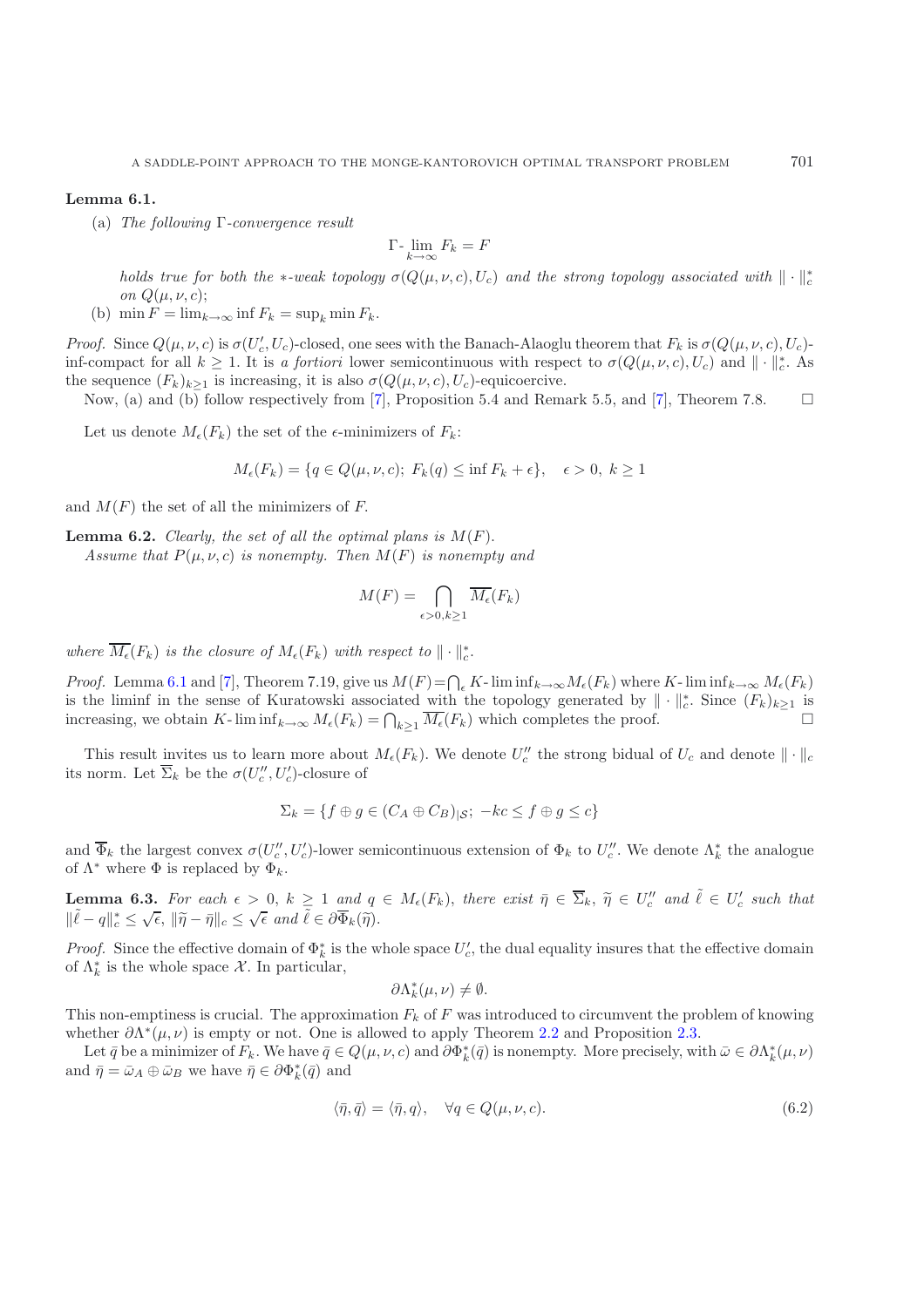**Lemma 6.1.**

(a) *The following* Γ*-convergence result*

$$\Gamma\text{-}\lim_{k\to\infty} F_k = F$$

*holds true for both the* ∗*-weak topology* $\sigma(Q(\mu,\nu,c),U_c)$ *and the strong topology associated with* $\|\cdot\|_c^*$ *on* $Q(\mu,\nu,c)$;

(b) $\min F = \lim_{k\to\infty} \inf F_k = \sup_k \min F_k$.

*Proof.* Since $Q(\mu,\nu,c)$ is $\sigma(U_c',U_c)$-closed, one sees with the Banach-Alaoglu theorem that $F_k$ is $\sigma(Q(\mu,\nu,c),U_c)$-inf-compact for all $k \geq 1$. It is *a fortiori* lower semicontinuous with respect to $\sigma(Q(\mu,\nu,c),U_c)$ and $\|\cdot\|_c^*$. As the sequence $(F_k)_{k\geq 1}$ is increasing, it is also $\sigma(Q(\mu,\nu,c),U_c)$-equicoercive.

Now, (a) and (b) follow respectively from [7], Proposition 5.4 and Remark 5.5, and [7], Theorem 7.8. □

Let us denote $M_\epsilon(F_k)$ the set of the $\epsilon$-minimizers of $F_k$:

$$M_\epsilon(F_k) = \{q \in Q(\mu,\nu,c);\ F_k(q) \leq \inf F_k + \epsilon\}, \quad \epsilon > 0,\ k \geq 1$$

and $M(F)$ the set of all the minimizers of $F$.

**Lemma 6.2.** *Clearly, the set of all the optimal plans is* $M(F)$.

*Assume that* $P(\mu,\nu,c)$ *is nonempty. Then* $M(F)$ *is nonempty and*

$$M(F) = \bigcap_{\epsilon>0,k\geq 1} \overline{M_\epsilon}(F_k)$$

*where* $\overline{M_\epsilon}(F_k)$ *is the closure of* $M_\epsilon(F_k)$ *with respect to* $\|\cdot\|_c^*$.

*Proof.* Lemma 6.1 and [7], Theorem 7.19, give us $M(F)=\bigcap_\epsilon K\text{-}\liminf_{k\to\infty} M_\epsilon(F_k)$ where $K\text{-}\liminf_{k\to\infty} M_\epsilon(F_k)$ is the liminf in the sense of Kuratowski associated with the topology generated by $\|\cdot\|_c^*$. Since $(F_k)_{k\geq 1}$ is increasing, we obtain $K\text{-}\liminf_{k\to\infty} M_\epsilon(F_k) = \bigcap_{k\geq 1} \overline{M_\epsilon}(F_k)$ which completes the proof. □

This result invites us to learn more about $M_\epsilon(F_k)$. We denote $U_c''$ the strong bidual of $U_c$ and denote $\|\cdot\|_c$ its norm. Let $\overline{\Sigma}_k$ be the $\sigma(U_c'',U_c')$-closure of

$$\Sigma_k = \{f \oplus g \in (C_A \oplus C_B)_{|\mathcal{S}};\ -kc \leq f \oplus g \leq c\}$$

and $\overline{\Phi}_k$ the largest convex $\sigma(U_c'',U_c')$-lower semicontinuous extension of $\Phi_k$ to $U_c''$. We denote $\Lambda_k^*$ the analogue of $\Lambda^*$ where $\Phi$ is replaced by $\Phi_k$.

**Lemma 6.3.** *For each* $\epsilon > 0$, $k \geq 1$ *and* $q \in M_\epsilon(F_k)$, *there exist* $\bar\eta \in \overline{\Sigma}_k$, $\widetilde\eta \in U_c''$ *and* $\tilde\ell \in U_c'$ *such that* $\|\tilde\ell - q\|_c^* \leq \sqrt{\epsilon}$, $\|\widetilde\eta - \bar\eta\|_c \leq \sqrt{\epsilon}$ *and* $\tilde\ell \in \partial\overline{\Phi}_k(\widetilde\eta)$.

*Proof.* Since the effective domain of $\Phi_k^*$ is the whole space $U_c'$, the dual equality insures that the effective domain of $\Lambda_k^*$ is the whole space $\mathcal{X}$. In particular,

$$\partial\Lambda_k^*(\mu,\nu) \neq \emptyset.$$

This non-emptiness is crucial. The approximation $F_k$ of $F$ was introduced to circumvent the problem of knowing whether $\partial\Lambda^*(\mu,\nu)$ is empty or not. One is allowed to apply Theorem 2.2 and Proposition 2.3.

Let $\bar q$ be a minimizer of $F_k$. We have $\bar q \in Q(\mu,\nu,c)$ and $\partial\Phi_k^*(\bar q)$ is nonempty. More precisely, with $\bar\omega \in \partial\Lambda_k^*(\mu,\nu)$ and $\bar\eta = \bar\omega_A \oplus \bar\omega_B$ we have $\bar\eta \in \partial\Phi_k^*(\bar q)$ and

$$\langle\bar\eta, \bar q\rangle = \langle\bar\eta, q\rangle, \quad \forall q \in Q(\mu,\nu,c). \tag{6.2}$$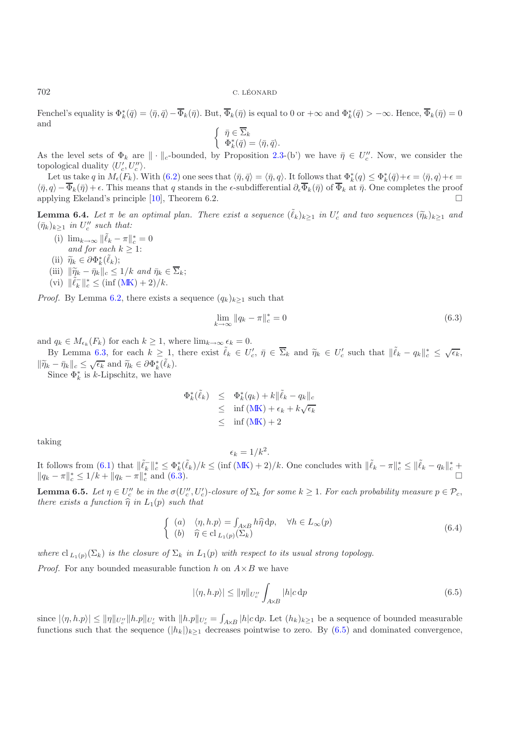Fenchel's equality is $\Phi_k^*(\bar{q}) = \langle \bar{\eta}, \bar{q}\rangle - \overline{\Phi}_k(\bar{\eta})$. But, $\overline{\Phi}_k(\bar{\eta})$ is equal to 0 or $+\infty$ and $\Phi_k^*(\bar{q}) > -\infty$. Hence, $\overline{\Phi}_k(\bar{\eta}) = 0$ and

$$\begin{cases} \bar{\eta} \in \overline{\Sigma}_k \\ \Phi_k^*(\bar{q}) = \langle \bar{\eta}, \bar{q}\rangle. \end{cases}$$

As the level sets of $\Phi_k$ are $\|\cdot\|_c$-bounded, by Proposition 2.3-(b') we have $\bar{\eta} \in U_c''$. Now, we consider the topological duality $\langle U_c', U_c''\rangle$.

Let us take $q$ in $M_\epsilon(F_k)$. With (6.2) one sees that $\langle \bar{\eta}, \bar{q}\rangle = \langle \bar{\eta}, q\rangle$. It follows that $\Phi_k^*(q) \leq \Phi_k^*(\bar{q}) + \epsilon = \langle \bar{\eta}, q\rangle + \epsilon = \langle \bar{\eta}, q\rangle - \overline{\Phi}_k(\bar{\eta}) + \epsilon$. This means that $q$ stands in the $\epsilon$-subdifferential $\partial_\epsilon \overline{\Phi}_k(\bar{\eta})$ of $\overline{\Phi}_k$ at $\bar{\eta}$. One completes the proof applying Ekeland's principle [10], Theorem 6.2. □

**Lemma 6.4.** *Let $\pi$ be an optimal plan. There exist a sequence $(\tilde{\ell}_k)_{k\geq 1}$ in $U_c'$ and two sequences $(\widetilde{\eta}_k)_{k\geq 1}$ and $(\bar{\eta}_k)_{k\geq 1}$ in $U_c''$ such that:*

(i) $\lim_{k\to\infty} \|\tilde{\ell}_k - \pi\|_c^* = 0$
*and for each $k \geq 1$:*
(ii) $\widetilde{\eta}_k \in \partial \Phi_k^*(\tilde{\ell}_k)$;
(iii) $\|\widetilde{\eta}_k - \bar{\eta}_k\|_c \leq 1/k$ *and* $\bar{\eta}_k \in \overline{\Sigma}_k$;
(vi) $\|\tilde{\ell}_k^-\|_c^* \leq (\inf\text{(MK)} + 2)/k$.

*Proof.* By Lemma 6.2, there exists a sequence $(q_k)_{k\geq 1}$ such that

$$\lim_{k\to\infty} \|q_k - \pi\|_c^* = 0 \tag{6.3}$$

and $q_k \in M_{\epsilon_k}(F_k)$ for each $k \geq 1$, where $\lim_{k\to\infty} \epsilon_k = 0$.

By Lemma 6.3, for each $k \geq 1$, there exist $\tilde{\ell}_k \in U_c'$, $\bar{\eta} \in \overline{\Sigma}_k$ and $\widetilde{\eta}_k \in U_c'$ such that $\|\tilde{\ell}_k - q_k\|_c^* \leq \sqrt{\epsilon_k}$, $\|\widetilde{\eta}_k - \bar{\eta}_k\|_c \leq \sqrt{\epsilon_k}$ and $\widetilde{\eta}_k \in \partial \Phi_k^*(\tilde{\ell}_k)$.

Since $\Phi_k^*$ is $k$-Lipschitz, we have

$$\begin{aligned} \Phi_k^*(\tilde{\ell}_k) &\leq \Phi_k^*(q_k) + k\|\tilde{\ell}_k - q_k\|_c \\ &\leq \inf\text{(MK)} + \epsilon_k + k\sqrt{\epsilon_k} \\ &\leq \inf\text{(MK)} + 2 \end{aligned}$$

taking

$$\epsilon_k = 1/k^2.$$

It follows from (6.1) that $\|\tilde{\ell}_k^-\|_c^* \leq \Phi_k^*(\tilde{\ell}_k)/k \leq (\inf\text{(MK)} + 2)/k$. One concludes with $\|\tilde{\ell}_k - \pi\|_c^* \leq \|\tilde{\ell}_k - q_k\|_c^* + \|q_k - \pi\|_c^* \leq 1/k + \|q_k - \pi\|_c^*$ and (6.3). □

**Lemma 6.5.** *Let $\eta \in U_c''$ be in the $\sigma(U_c'', U_c')$-closure of $\Sigma_k$ for some $k \geq 1$. For each probability measure $p \in \mathcal{P}_c$, there exists a function $\widehat{\eta}$ in $L_1(p)$ such that*

$$\begin{cases} (a) \quad \langle \eta, h.p\rangle = \int_{A\times B} h\widehat{\eta}\,\mathrm{d}p, \quad \forall h \in L_\infty(p) \\ (b) \quad \widehat{\eta} \in \mathrm{cl}_{L_1(p)}(\Sigma_k) \end{cases} \tag{6.4}$$

*where $\mathrm{cl}_{L_1(p)}(\Sigma_k)$ is the closure of $\Sigma_k$ in $L_1(p)$ with respect to its usual strong topology.*

*Proof.* For any bounded measurable function $h$ on $A\times B$ we have

$$|\langle \eta, h.p\rangle| \leq \|\eta\|_{U_c''} \int_{A\times B} |h| c\,\mathrm{d}p \tag{6.5}$$

since $|\langle \eta, h.p\rangle| \leq \|\eta\|_{U_c''}\|h.p\|_{U_c'}$ with $\|h.p\|_{U_c'} = \int_{A\times B} |h|c\,\mathrm{d}p$. Let $(h_k)_{k\geq 1}$ be a sequence of bounded measurable functions such that the sequence $(|h_k|)_{k\geq 1}$ decreases pointwise to zero. By (6.5) and dominated convergence,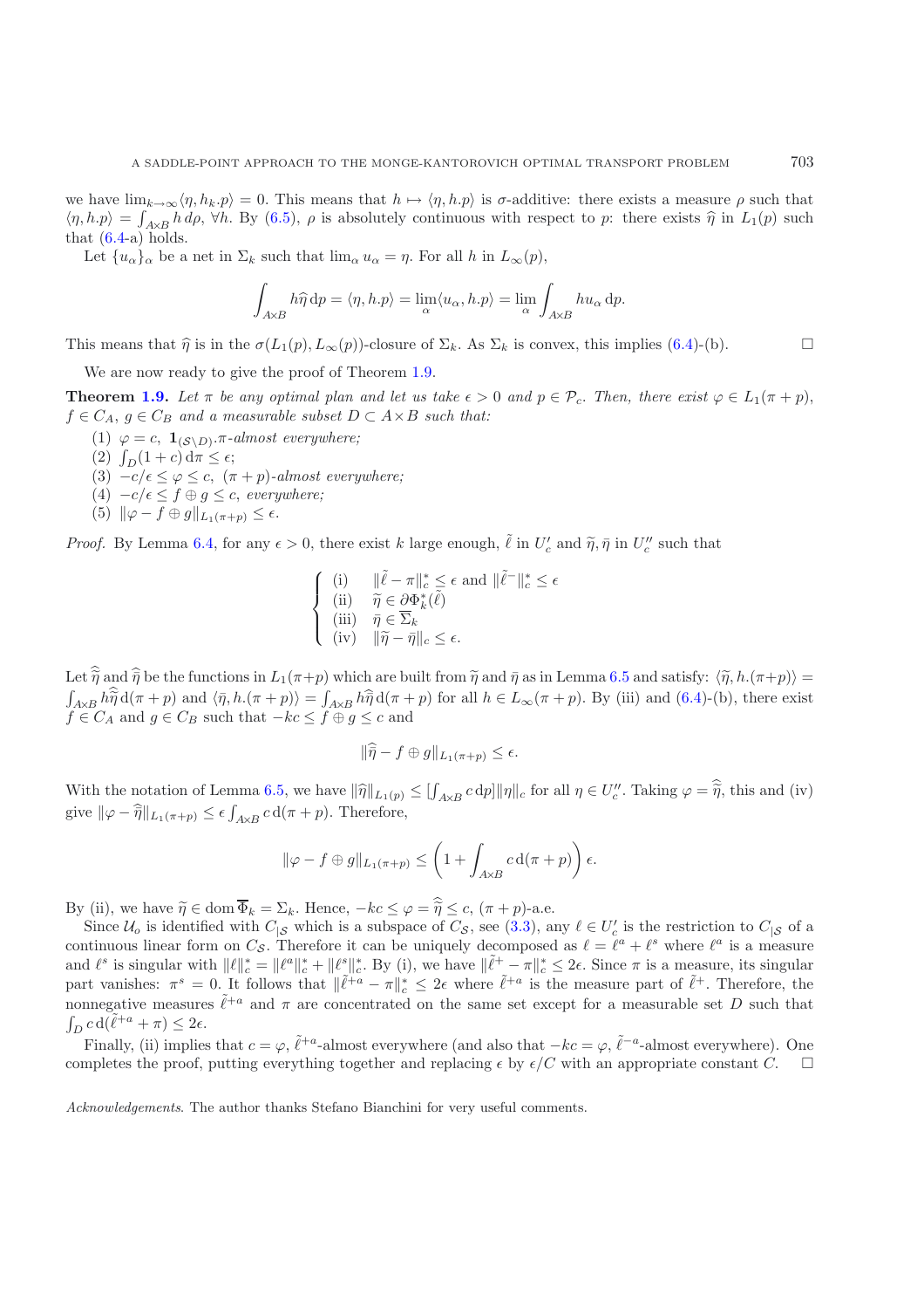we have $\lim_{k\to\infty}\langle \eta, h_k.p\rangle = 0$. This means that $h \mapsto \langle \eta, h.p\rangle$ is $\sigma$-additive: there exists a measure $\rho$ such that $\langle \eta, h.p\rangle = \int_{A\times B} h\,\mathrm{d}\rho$, $\forall h$. By (6.5), $\rho$ is absolutely continuous with respect to $p$: there exists $\widehat{\eta}$ in $L_1(p)$ such that (6.4-a) holds.

Let $\{u_\alpha\}_\alpha$ be a net in $\Sigma_k$ such that $\lim_\alpha u_\alpha = \eta$. For all $h$ in $L_\infty(p)$,

$$\int_{A\times B} h\widehat{\eta}\,\mathrm{d}p = \langle \eta, h.p\rangle = \lim_\alpha \langle u_\alpha, h.p\rangle = \lim_\alpha \int_{A\times B} h u_\alpha\,\mathrm{d}p.$$

This means that $\widehat{\eta}$ is in the $\sigma(L_1(p), L_\infty(p))$-closure of $\Sigma_k$. As $\Sigma_k$ is convex, this implies (6.4)-(b). □

We are now ready to give the proof of Theorem 1.9.

**Theorem 1.9.** *Let $\pi$ be any optimal plan and let us take $\epsilon > 0$ and $p \in \mathcal{P}_c$. Then, there exist $\varphi \in L_1(\pi + p)$, $f \in C_A$, $g \in C_B$ and a measurable subset $D \subset A\times B$ such that:*

1. $\varphi = c$, $\mathbf{1}_{(\mathcal{S}\setminus D)}.\pi$*-almost everywhere;*
2. $\int_D (1 + c)\,\mathrm{d}\pi \le \epsilon$;
3. $-c/\epsilon \le \varphi \le c$, $(\pi + p)$*-almost everywhere;*
4. $-c/\epsilon \le f \oplus g \le c$*, everywhere;*
5. $\|\varphi - f \oplus g\|_{L_1(\pi+p)} \le \epsilon$.

*Proof.* By Lemma 6.4, for any $\epsilon > 0$, there exist $k$ large enough, $\tilde{\ell}$ in $U_c'$ and $\widetilde{\eta}, \bar{\eta}$ in $U_c''$ such that

$$\begin{cases} \text{(i)} & \|\tilde{\ell} - \pi\|_c^* \le \epsilon \text{ and } \|\tilde{\ell}^-\|_c^* \le \epsilon \\ \text{(ii)} & \widetilde{\eta} \in \partial\Phi_k^*(\tilde{\ell}) \\ \text{(iii)} & \bar{\eta} \in \overline{\Sigma}_k \\ \text{(iv)} & \|\widetilde{\eta} - \bar{\eta}\|_c \le \epsilon. \end{cases}$$

Let $\widehat{\widetilde{\eta}}$ and $\widehat{\bar{\eta}}$ be the functions in $L_1(\pi+p)$ which are built from $\widetilde{\eta}$ and $\bar{\eta}$ as in Lemma 6.5 and satisfy: $\langle \widetilde{\eta}, h.(\pi+p)\rangle = \int_{A\times B} h\widehat{\widetilde{\eta}}\,\mathrm{d}(\pi + p)$ and $\langle \bar{\eta}, h.(\pi + p)\rangle = \int_{A\times B} h\widehat{\bar{\eta}}\,\mathrm{d}(\pi + p)$ for all $h \in L_\infty(\pi + p)$. By (iii) and (6.4)-(b), there exist $f \in C_A$ and $g \in C_B$ such that $-kc \le f \oplus g \le c$ and

$$\|\widehat{\bar{\eta}} - f \oplus g\|_{L_1(\pi+p)} \le \epsilon.$$

With the notation of Lemma 6.5, we have $\|\widehat{\eta}\|_{L_1(p)} \le [\int_{A\times B} c\,\mathrm{d}p]\|\eta\|_c$ for all $\eta \in U_c''$. Taking $\varphi = \widehat{\widetilde{\eta}}$, this and (iv) give $\|\varphi - \widehat{\bar{\eta}}\|_{L_1(\pi+p)} \le \epsilon \int_{A\times B} c\,\mathrm{d}(\pi + p)$. Therefore,

$$\|\varphi - f \oplus g\|_{L_1(\pi+p)} \le \left(1 + \int_{A\times B} c\,\mathrm{d}(\pi + p)\right)\epsilon.$$

By (ii), we have $\widetilde{\eta} \in \operatorname{dom}\overline{\Phi}_k = \Sigma_k$. Hence, $-kc \le \varphi = \widehat{\widetilde{\eta}} \le c$, $(\pi + p)$-a.e.

Since $\mathcal{U}_o$ is identified with $C_{|\mathcal{S}}$ which is a subspace of $C_{\mathcal{S}}$, see (3.3), any $\ell \in U_c'$ is the restriction to $C_{|\mathcal{S}}$ of a continuous linear form on $C_{\mathcal{S}}$. Therefore it can be uniquely decomposed as $\ell = \ell^a + \ell^s$ where $\ell^a$ is a measure and $\ell^s$ is singular with $\|\ell\|_c^* = \|\ell^a\|_c^* + \|\ell^s\|_c^*$. By (i), we have $\|\tilde{\ell}^+ - \pi\|_c^* \le 2\epsilon$. Since $\pi$ is a measure, its singular part vanishes: $\pi^s = 0$. It follows that $\|\tilde{\ell}^{+a} - \pi\|_c^* \le 2\epsilon$ where $\tilde{\ell}^{+a}$ is the measure part of $\tilde{\ell}^+$. Therefore, the nonnegative measures $\tilde{\ell}^{+a}$ and $\pi$ are concentrated on the same set except for a measurable set $D$ such that $\int_D c\,\mathrm{d}(\tilde{\ell}^{+a} + \pi) \le 2\epsilon$.

Finally, (ii) implies that $c = \varphi$, $\tilde{\ell}^{+a}$-almost everywhere (and also that $-kc = \varphi$, $\tilde{\ell}^{-a}$-almost everywhere). One completes the proof, putting everything together and replacing $\epsilon$ by $\epsilon/C$ with an appropriate constant $C$. □

*Acknowledgements*. The author thanks Stefano Bianchini for very useful comments.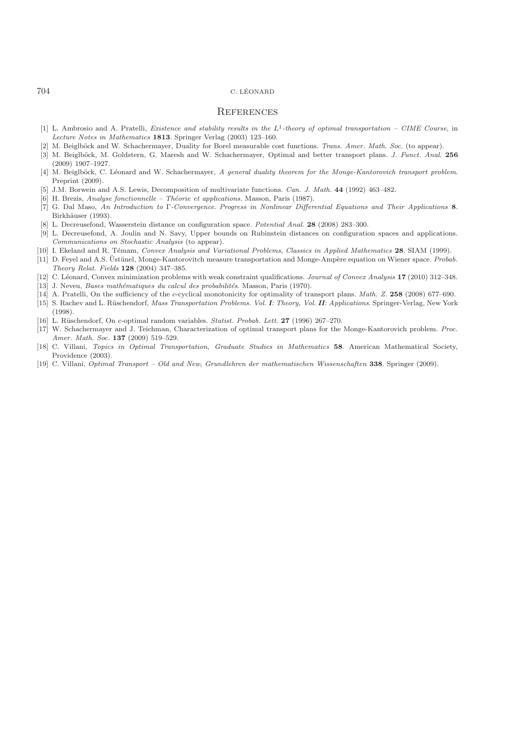# References

[1] L. Ambrosio and A. Pratelli, *Existence and stability results in the $L^1$-theory of optimal transportation – CIME Course*, in *Lecture Notes in Mathematics* **1813**. Springer Verlag (2003) 123–160.

[2] M. Beiglböck and W. Schachermayer, Duality for Borel measurable cost functions. *Trans. Amer. Math. Soc.* (to appear).

[3] M. Beiglböck, M. Goldstern, G. Maresh and W. Schachermayer, Optimal and better transport plans. *J. Funct. Anal.* **256** (2009) 1907–1927.

[4] M. Beiglböck, C. Léonard and W. Schachermayer, *A general duality theorem for the Monge-Kantorovich transport problem*. Preprint (2009).

[5] J.M. Borwein and A.S. Lewis, Decomposition of multivariate functions. *Can. J. Math.* **44** (1992) 463–482.

[6] H. Brezis, *Analyse fonctionnelle – Théorie et applications*. Masson, Paris (1987).

[7] G. Dal Maso, *An Introduction to Γ-Convergence. Progress in Nonlinear Differential Equations and Their Applications* **8**. Birkhäuser (1993).

[8] L. Decreusefond, Wasserstein distance on configuration space. *Potential Anal.* **28** (2008) 283–300.

[9] L. Decreusefond, A. Joulin and N. Savy, Upper bounds on Rubinstein distances on configuration spaces and applications. *Communications on Stochastic Analysis* (to appear).

[10] I. Ekeland and R. Témam, *Convex Analysis and Variational Problems*, *Classics in Applied Mathematics* **28**. SIAM (1999).

[11] D. Feyel and A.S. Üstünel, Monge-Kantorovitch measure transportation and Monge-Ampère equation on Wiener space. *Probab. Theory Relat. Fields* **128** (2004) 347–385.

[12] C. Léonard, Convex minimization problems with weak constraint qualifications. *Journal of Convex Analysis* **17** (2010) 312–348.

[13] J. Neveu, *Bases mathématiques du calcul des probabilités*. Masson, Paris (1970).

[14] A. Pratelli, On the sufficiency of the $c$-cyclical monotonicity for optimality of transport plans. *Math. Z.* **258** (2008) 677–690.

[15] S. Rachev and L. Rüschendorf, *Mass Transportation Problems. Vol. **I**: Theory, Vol. **II**: Applications*. Springer-Verlag, New York (1998).

[16] L. Rüschendorf, On $c$-optimal random variables. *Statist. Probab. Lett.* **27** (1996) 267–270.

[17] W. Schachermayer and J. Teichman, Characterization of optimal transport plans for the Monge-Kantorovich problem. *Proc. Amer. Math. Soc.* **137** (2009) 519–529.

[18] C. Villani, *Topics in Optimal Transportation*, *Graduate Studies in Mathematics* **58**. American Mathematical Society, Providence (2003).

[19] C. Villani, *Optimal Transport – Old and New*, *Grundlehren der mathematischen Wissenschaften* **338**. Springer (2009).